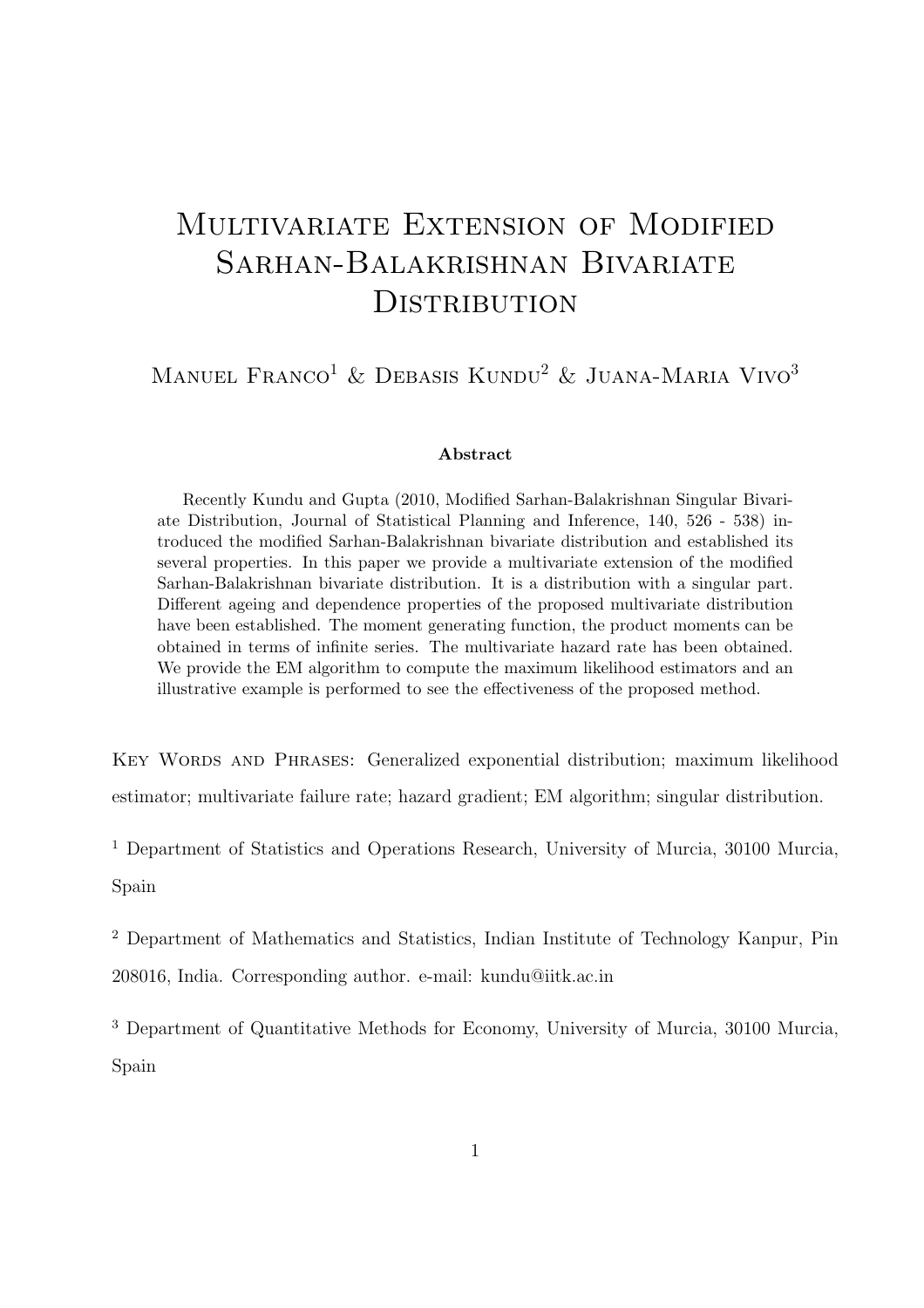# Multivariate Extension of Modified Sarhan-Balakrishnan Bivariate Distribution

Manuel Franco[1] & Debasis Kundu[2] & Juana-Maria Vivo[3]

### Abstract

Recently Kundu and Gupta (2010, Modified Sarhan-Balakrishnan Singular Bivariate Distribution, Journal of Statistical Planning and Inference, 140, 526 - 538) introduced the modified Sarhan-Balakrishnan bivariate distribution and established its several properties. In this paper we provide a multivariate extension of the modified Sarhan-Balakrishnan bivariate distribution. It is a distribution with a singular part. Different ageing and dependence properties of the proposed multivariate distribution have been established. The moment generating function, the product moments can be obtained in terms of infinite series. The multivariate hazard rate has been obtained. We provide the EM algorithm to compute the maximum likelihood estimators and an illustrative example is performed to see the effectiveness of the proposed method.

Key Words and Phrases: Generalized exponential distribution; maximum likelihood estimator; multivariate failure rate; hazard gradient; EM algorithm; singular distribution.

[1] Department of Statistics and Operations Research, University of Murcia, 30100 Murcia, Spain

[2] Department of Mathematics and Statistics, Indian Institute of Technology Kanpur, Pin 208016, India. Corresponding author. e-mail: kundu@iitk.ac.in

[3] Department of Quantitative Methods for Economy, University of Murcia, 30100 Murcia, Spain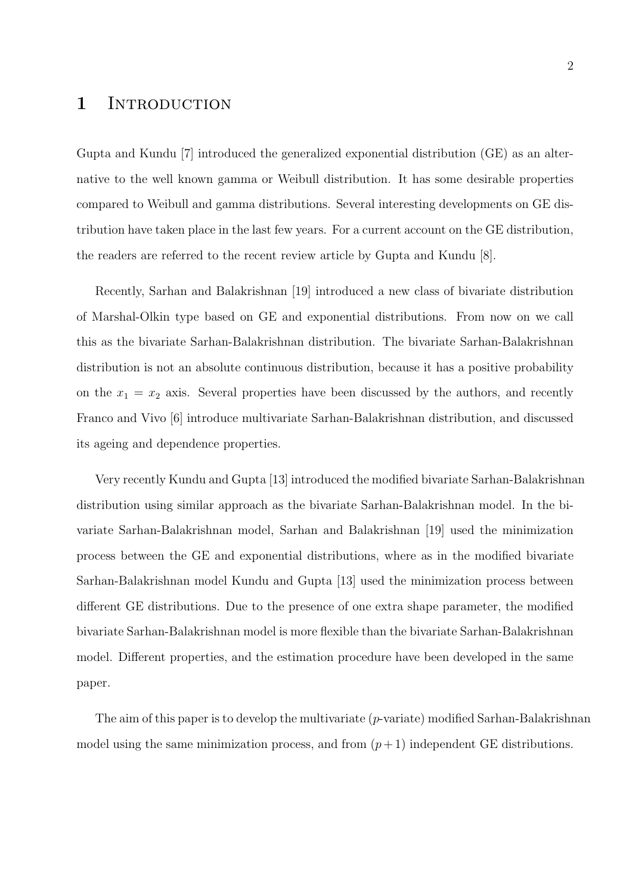# 1 Introduction

Gupta and Kundu [7] introduced the generalized exponential distribution (GE) as an alternative to the well known gamma or Weibull distribution. It has some desirable properties compared to Weibull and gamma distributions. Several interesting developments on GE distribution have taken place in the last few years. For a current account on the GE distribution, the readers are referred to the recent review article by Gupta and Kundu [8].

Recently, Sarhan and Balakrishnan [19] introduced a new class of bivariate distribution of Marshal-Olkin type based on GE and exponential distributions. From now on we call this as the bivariate Sarhan-Balakrishnan distribution. The bivariate Sarhan-Balakrishnan distribution is not an absolute continuous distribution, because it has a positive probability on the $x_1 = x_2$ axis. Several properties have been discussed by the authors, and recently Franco and Vivo [6] introduce multivariate Sarhan-Balakrishnan distribution, and discussed its ageing and dependence properties.

Very recently Kundu and Gupta [13] introduced the modified bivariate Sarhan-Balakrishnan distribution using similar approach as the bivariate Sarhan-Balakrishnan model. In the bivariate Sarhan-Balakrishnan model, Sarhan and Balakrishnan [19] used the minimization process between the GE and exponential distributions, where as in the modified bivariate Sarhan-Balakrishnan model Kundu and Gupta [13] used the minimization process between different GE distributions. Due to the presence of one extra shape parameter, the modified bivariate Sarhan-Balakrishnan model is more flexible than the bivariate Sarhan-Balakrishnan model. Different properties, and the estimation procedure have been developed in the same paper.

The aim of this paper is to develop the multivariate ($p$-variate) modified Sarhan-Balakrishnan model using the same minimization process, and from $(p+1)$ independent GE distributions.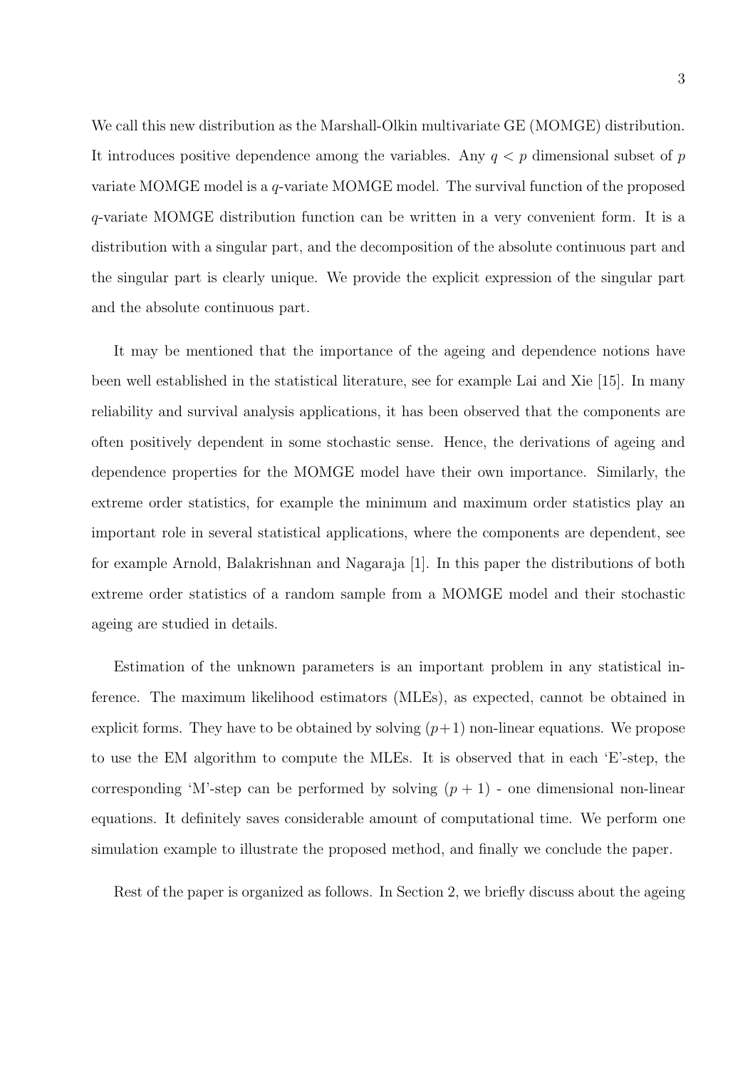We call this new distribution as the Marshall-Olkin multivariate GE (MOMGE) distribution. It introduces positive dependence among the variables. Any $q < p$ dimensional subset of $p$ variate MOMGE model is a $q$-variate MOMGE model. The survival function of the proposed $q$-variate MOMGE distribution function can be written in a very convenient form. It is a distribution with a singular part, and the decomposition of the absolute continuous part and the singular part is clearly unique. We provide the explicit expression of the singular part and the absolute continuous part.

It may be mentioned that the importance of the ageing and dependence notions have been well established in the statistical literature, see for example Lai and Xie [15]. In many reliability and survival analysis applications, it has been observed that the components are often positively dependent in some stochastic sense. Hence, the derivations of ageing and dependence properties for the MOMGE model have their own importance. Similarly, the extreme order statistics, for example the minimum and maximum order statistics play an important role in several statistical applications, where the components are dependent, see for example Arnold, Balakrishnan and Nagaraja [1]. In this paper the distributions of both extreme order statistics of a random sample from a MOMGE model and their stochastic ageing are studied in details.

Estimation of the unknown parameters is an important problem in any statistical inference. The maximum likelihood estimators (MLEs), as expected, cannot be obtained in explicit forms. They have to be obtained by solving $(p+1)$ non-linear equations. We propose to use the EM algorithm to compute the MLEs. It is observed that in each 'E'-step, the corresponding 'M'-step can be performed by solving $(p+1)$ - one dimensional non-linear equations. It definitely saves considerable amount of computational time. We perform one simulation example to illustrate the proposed method, and finally we conclude the paper.

Rest of the paper is organized as follows. In Section 2, we briefly discuss about the ageing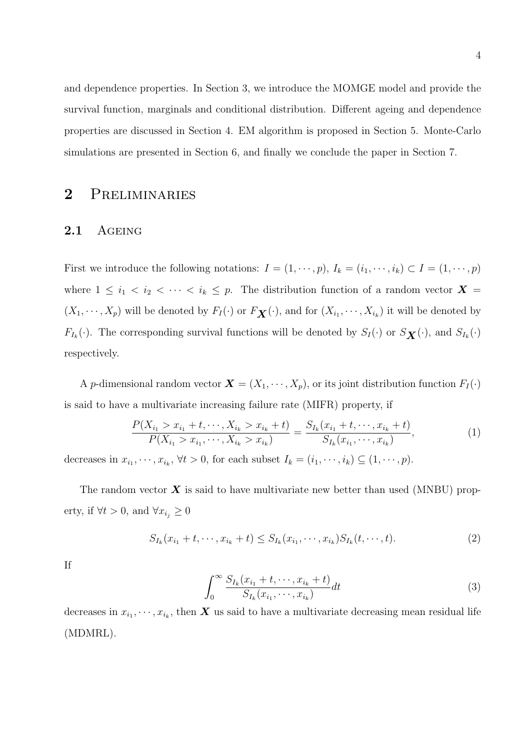and dependence properties. In Section 3, we introduce the MOMGE model and provide the survival function, marginals and conditional distribution. Different ageing and dependence properties are discussed in Section 4. EM algorithm is proposed in Section 5. Monte-Carlo simulations are presented in Section 6, and finally we conclude the paper in Section 7.

## 2 Preliminaries

### 2.1 Ageing

First we introduce the following notations: $I = (1, \cdots, p)$, $I_k = (i_1, \cdots, i_k) \subset I = (1, \cdots, p)$ where $1 \leq i_1 < i_2 < \cdots < i_k \leq p$. The distribution function of a random vector $\boldsymbol{X} = (X_1, \cdots, X_p)$ will be denoted by $F_I(\cdot)$ or $F_{\boldsymbol{X}}(\cdot)$, and for $(X_{i_1}, \cdots, X_{i_k})$ it will be denoted by $F_{I_k}(\cdot)$. The corresponding survival functions will be denoted by $S_I(\cdot)$ or $S_{\boldsymbol{X}}(\cdot)$, and $S_{I_k}(\cdot)$ respectively.

A $p$-dimensional random vector $\boldsymbol{X} = (X_1, \cdots, X_p)$, or its joint distribution function $F_I(\cdot)$ is said to have a multivariate increasing failure rate (MIFR) property, if

$$\frac{P(X_{i_1} > x_{i_1} + t, \cdots, X_{i_k} > x_{i_k} + t)}{P(X_{i_1} > x_{i_1}, \cdots, X_{i_k} > x_{i_k})} = \frac{S_{I_k}(x_{i_1} + t, \cdots, x_{i_k} + t)}{S_{I_k}(x_{i_1}, \cdots, x_{i_k})}, \tag{1}$$

decreases in $x_{i_1}, \cdots, x_{i_k}$, $\forall t > 0$, for each subset $I_k = (i_1, \cdots, i_k) \subseteq (1, \cdots, p)$.

The random vector $\boldsymbol{X}$ is said to have multivariate new better than used (MNBU) property, if $\forall t > 0$, and $\forall x_{i_j} \geq 0$

$$S_{I_k}(x_{i_1} + t, \cdots, x_{i_k} + t) \leq S_{I_k}(x_{i_1}, \cdots, x_{i_k}) S_{I_k}(t, \cdots, t). \tag{2}$$

If

$$\int_0^\infty \frac{S_{I_k}(x_{i_1} + t, \cdots, x_{i_k} + t)}{S_{I_k}(x_{i_1}, \cdots, x_{i_k})} dt \tag{3}$$

decreases in $x_{i_1}, \cdots, x_{i_k}$, then $\boldsymbol{X}$ us said to have a multivariate decreasing mean residual life (MDMRL).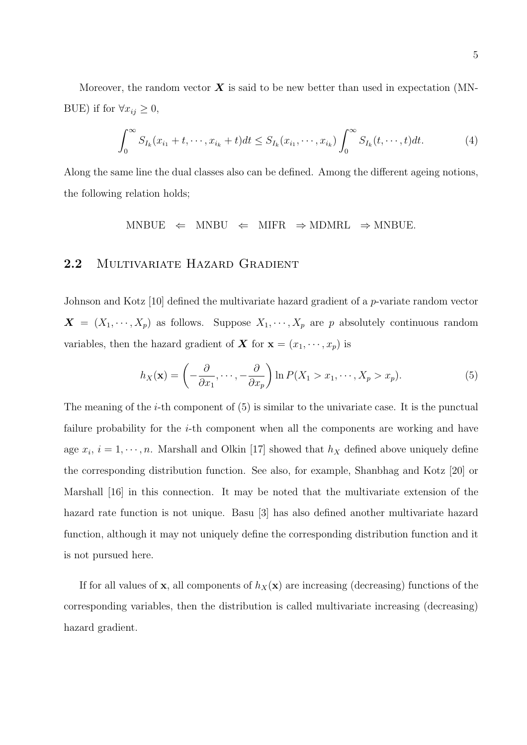Moreover, the random vector $\boldsymbol{X}$ is said to be new better than used in expectation (MNBUE) if for $\forall x_{ij} \geq 0$,

$$\int_0^\infty S_{I_k}(x_{i_1} + t, \cdots, x_{i_k} + t)dt \leq S_{I_k}(x_{i_1}, \cdots, x_{i_k}) \int_0^\infty S_{I_k}(t, \cdots, t)dt. \tag{4}$$

Along the same line the dual classes also can be defined. Among the different ageing notions, the following relation holds;

$$\text{MNBUE} \;\Leftarrow\; \text{MNBU} \;\Leftarrow\; \text{MIFR} \;\Rightarrow \text{MDMRL} \;\Rightarrow \text{MNBUE}.$$

## 2.2 Multivariate Hazard Gradient

Johnson and Kotz [10] defined the multivariate hazard gradient of a $p$-variate random vector $\boldsymbol{X} = (X_1, \cdots, X_p)$ as follows. Suppose $X_1, \cdots, X_p$ are $p$ absolutely continuous random variables, then the hazard gradient of $\boldsymbol{X}$ for $\mathbf{x} = (x_1, \cdots, x_p)$ is

$$h_X(\mathbf{x}) = \left(-\frac{\partial}{\partial x_1}, \cdots, -\frac{\partial}{\partial x_p}\right) \ln P(X_1 > x_1, \cdots, X_p > x_p). \tag{5}$$

The meaning of the $i$-th component of (5) is similar to the univariate case. It is the punctual failure probability for the $i$-th component when all the components are working and have age $x_i$, $i = 1, \cdots, n$. Marshall and Olkin [17] showed that $h_X$ defined above uniquely define the corresponding distribution function. See also, for example, Shanbhag and Kotz [20] or Marshall [16] in this connection. It may be noted that the multivariate extension of the hazard rate function is not unique. Basu [3] has also defined another multivariate hazard function, although it may not uniquely define the corresponding distribution function and it is not pursued here.

If for all values of $\mathbf{x}$, all components of $h_X(\mathbf{x})$ are increasing (decreasing) functions of the corresponding variables, then the distribution is called multivariate increasing (decreasing) hazard gradient.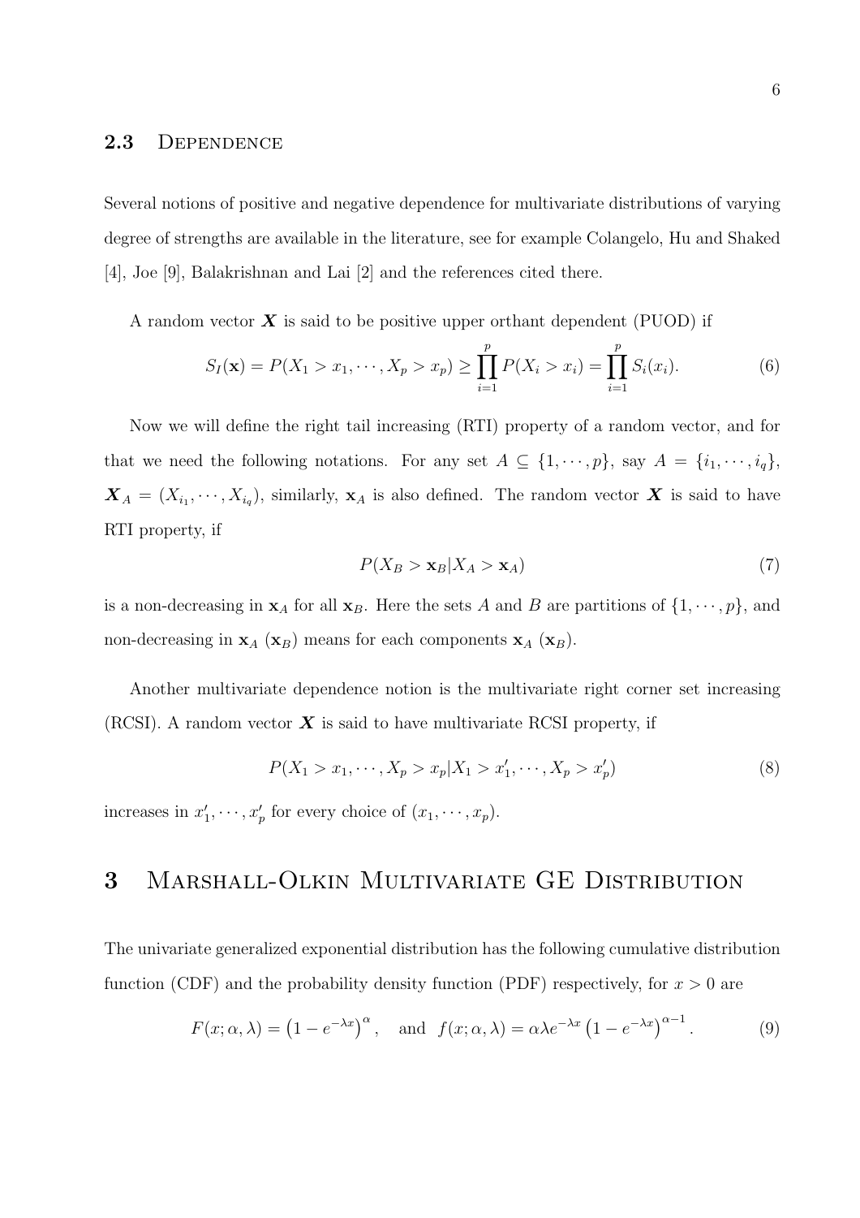### 2.3 Dependence

Several notions of positive and negative dependence for multivariate distributions of varying degree of strengths are available in the literature, see for example Colangelo, Hu and Shaked [4], Joe [9], Balakrishnan and Lai [2] and the references cited there.

A random vector $\boldsymbol{X}$ is said to be positive upper orthant dependent (PUOD) if

$$S_I(\mathbf{x}) = P(X_1 > x_1, \cdots, X_p > x_p) \geq \prod_{i=1}^{p} P(X_i > x_i) = \prod_{i=1}^{p} S_i(x_i). \tag{6}$$

Now we will define the right tail increasing (RTI) property of a random vector, and for that we need the following notations. For any set $A \subseteq \{1, \cdots, p\}$, say $A = \{i_1, \cdots, i_q\}$, $\boldsymbol{X}_A = (X_{i_1}, \cdots, X_{i_q})$, similarly, $\mathbf{x}_A$ is also defined. The random vector $\boldsymbol{X}$ is said to have RTI property, if

$$P(X_B > \mathbf{x}_B | X_A > \mathbf{x}_A) \tag{7}$$

is a non-decreasing in $\mathbf{x}_A$ for all $\mathbf{x}_B$. Here the sets $A$ and $B$ are partitions of $\{1, \cdots, p\}$, and non-decreasing in $\mathbf{x}_A$ ($\mathbf{x}_B$) means for each components $\mathbf{x}_A$ ($\mathbf{x}_B$).

Another multivariate dependence notion is the multivariate right corner set increasing (RCSI). A random vector $\boldsymbol{X}$ is said to have multivariate RCSI property, if

$$P(X_1 > x_1, \cdots, X_p > x_p | X_1 > x_1', \cdots, X_p > x_p') \tag{8}$$

increases in $x_1', \cdots, x_p'$ for every choice of $(x_1, \cdots, x_p)$.

# 3 Marshall-Olkin Multivariate GE Distribution

The univariate generalized exponential distribution has the following cumulative distribution function (CDF) and the probability density function (PDF) respectively, for $x > 0$ are

$$F(x; \alpha, \lambda) = \left(1 - e^{-\lambda x}\right)^{\alpha}, \quad \text{and} \quad f(x; \alpha, \lambda) = \alpha \lambda e^{-\lambda x} \left(1 - e^{-\lambda x}\right)^{\alpha - 1}. \tag{9}$$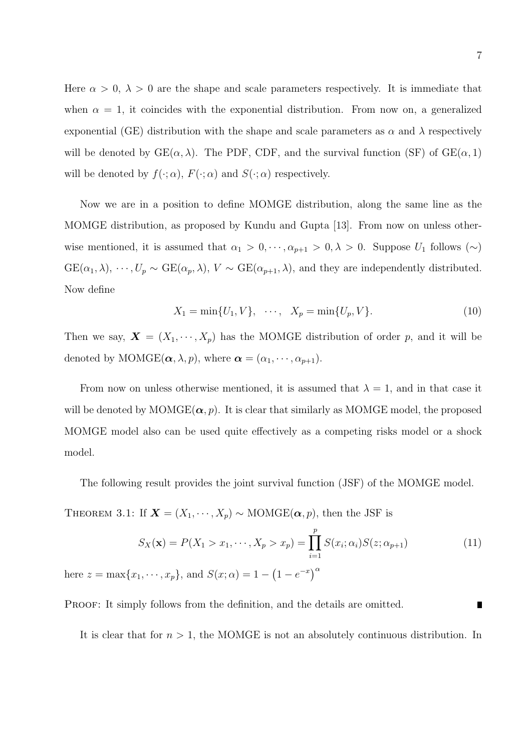Here $\alpha > 0$, $\lambda > 0$ are the shape and scale parameters respectively. It is immediate that when $\alpha = 1$, it coincides with the exponential distribution. From now on, a generalized exponential (GE) distribution with the shape and scale parameters as $\alpha$ and $\lambda$ respectively will be denoted by $\text{GE}(\alpha, \lambda)$. The PDF, CDF, and the survival function (SF) of $\text{GE}(\alpha, 1)$ will be denoted by $f(\cdot; \alpha)$, $F(\cdot; \alpha)$ and $S(\cdot; \alpha)$ respectively.

Now we are in a position to define MOMGE distribution, along the same line as the MOMGE distribution, as proposed by Kundu and Gupta [13]. From now on unless otherwise mentioned, it is assumed that $\alpha_1 > 0, \cdots, \alpha_{p+1} > 0, \lambda > 0$. Suppose $U_1$ follows $(\sim)$ $\text{GE}(\alpha_1, \lambda)$, $\cdots, U_p \sim \text{GE}(\alpha_p, \lambda)$, $V \sim \text{GE}(\alpha_{p+1}, \lambda)$, and they are independently distributed. Now define

$$X_1 = \min\{U_1, V\}, \quad \cdots, \quad X_p = \min\{U_p, V\}. \tag{10}$$

Then we say, $\boldsymbol{X} = (X_1, \cdots, X_p)$ has the MOMGE distribution of order $p$, and it will be denoted by $\text{MOMGE}(\boldsymbol{\alpha}, \lambda, p)$, where $\boldsymbol{\alpha} = (\alpha_1, \cdots, \alpha_{p+1})$.

From now on unless otherwise mentioned, it is assumed that $\lambda = 1$, and in that case it will be denoted by $\text{MOMGE}(\boldsymbol{\alpha}, p)$. It is clear that similarly as MOMGE model, the proposed MOMGE model also can be used quite effectively as a competing risks model or a shock model.

The following result provides the joint survival function (JSF) of the MOMGE model.

THEOREM 3.1: If $\boldsymbol{X} = (X_1, \cdots, X_p) \sim \text{MOMGE}(\boldsymbol{\alpha}, p)$, then the JSF is

$$S_X(\mathbf{x}) = P(X_1 > x_1, \cdots, X_p > x_p) = \prod_{i=1}^{p} S(x_i; \alpha_i) S(z; \alpha_{p+1}) \tag{11}$$

here $z = \max\{x_1, \cdots, x_p\}$, and $S(x; \alpha) = 1 - \left(1 - e^{-x}\right)^{\alpha}$

PROOF: It simply follows from the definition, and the details are omitted. ∎

It is clear that for $n > 1$, the MOMGE is not an absolutely continuous distribution. In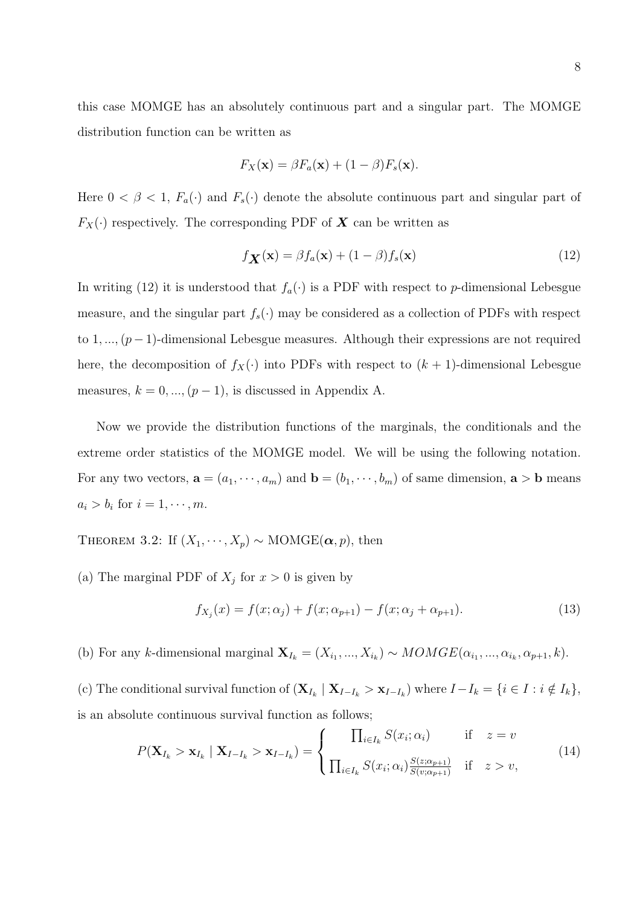this case MOMGE has an absolutely continuous part and a singular part. The MOMGE distribution function can be written as

$$F_X(\mathbf{x}) = \beta F_a(\mathbf{x}) + (1-\beta) F_s(\mathbf{x}).$$

Here $0 < \beta < 1$, $F_a(\cdot)$ and $F_s(\cdot)$ denote the absolute continuous part and singular part of $F_X(\cdot)$ respectively. The corresponding PDF of $\boldsymbol{X}$ can be written as

$$f_{\boldsymbol{X}}(\mathbf{x}) = \beta f_a(\mathbf{x}) + (1-\beta) f_s(\mathbf{x}) \tag{12}$$

In writing (12) it is understood that $f_a(\cdot)$ is a PDF with respect to $p$-dimensional Lebesgue measure, and the singular part $f_s(\cdot)$ may be considered as a collection of PDFs with respect to $1, ..., (p-1)$-dimensional Lebesgue measures. Although their expressions are not required here, the decomposition of $f_X(\cdot)$ into PDFs with respect to $(k+1)$-dimensional Lebesgue measures, $k = 0, ..., (p-1)$, is discussed in Appendix A.

Now we provide the distribution functions of the marginals, the conditionals and the extreme order statistics of the MOMGE model. We will be using the following notation. For any two vectors, $\mathbf{a} = (a_1, \cdots, a_m)$ and $\mathbf{b} = (b_1, \cdots, b_m)$ of same dimension, $\mathbf{a} > \mathbf{b}$ means $a_i > b_i$ for $i = 1, \cdots, m$.

THEOREM 3.2: If $(X_1, \cdots, X_p) \sim \text{MOMGE}(\boldsymbol{\alpha}, p)$, then

(a) The marginal PDF of $X_j$ for $x > 0$ is given by

$$f_{X_j}(x) = f(x; \alpha_j) + f(x; \alpha_{p+1}) - f(x; \alpha_j + \alpha_{p+1}). \tag{13}$$

(b) For any $k$-dimensional marginal $\mathbf{X}_{I_k} = (X_{i_1}, ..., X_{i_k}) \sim MOMGE(\alpha_{i_1}, ..., \alpha_{i_k}, \alpha_{p+1}, k)$.

(c) The conditional survival function of $(\mathbf{X}_{I_k} \mid \mathbf{X}_{I-I_k} > \mathbf{x}_{I-I_k})$ where $I - I_k = \{i \in I : i \notin I_k\}$, is an absolute continuous survival function as follows;

$$P(\mathbf{X}_{I_k} > \mathbf{x}_{I_k} \mid \mathbf{X}_{I-I_k} > \mathbf{x}_{I-I_k}) = \begin{cases} \prod_{i \in I_k} S(x_i; \alpha_i) & \text{if} \quad z = v \\ \prod_{i \in I_k} S(x_i; \alpha_i) \frac{S(z; \alpha_{p+1})}{S(v; \alpha_{p+1})} & \text{if} \quad z > v, \end{cases} \tag{14}$$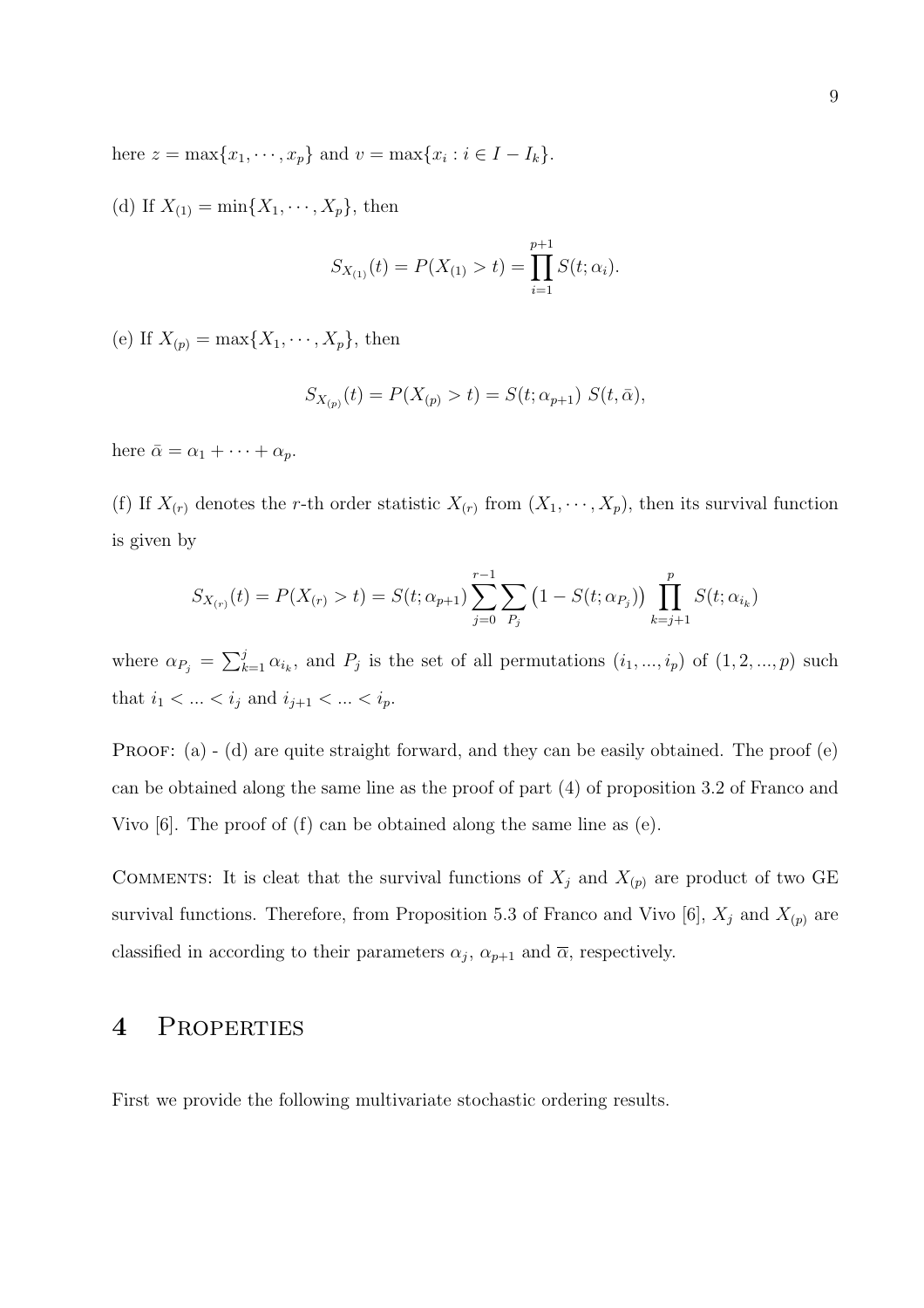here $z = \max\{x_1, \cdots, x_p\}$ and $v = \max\{x_i : i \in I - I_k\}$.

(d) If $X_{(1)} = \min\{X_1, \cdots, X_p\}$, then

$$S_{X_{(1)}}(t) = P(X_{(1)} > t) = \prod_{i=1}^{p+1} S(t; \alpha_i).$$

(e) If $X_{(p)} = \max\{X_1, \cdots, X_p\}$, then

$$S_{X_{(p)}}(t) = P(X_{(p)} > t) = S(t; \alpha_{p+1})\ S(t, \bar{\alpha}),$$

here $\bar{\alpha} = \alpha_1 + \cdots + \alpha_p$.

(f) If $X_{(r)}$ denotes the $r$-th order statistic $X_{(r)}$ from $(X_1, \cdots, X_p)$, then its survival function is given by

$$S_{X_{(r)}}(t) = P(X_{(r)} > t) = S(t; \alpha_{p+1}) \sum_{j=0}^{r-1} \sum_{P_j} \left(1 - S(t; \alpha_{P_j})\right) \prod_{k=j+1}^{p} S(t; \alpha_{i_k})$$

where $\alpha_{P_j} = \sum_{k=1}^{j} \alpha_{i_k}$, and $P_j$ is the set of all permutations $(i_1, ..., i_p)$ of $(1, 2, ..., p)$ such that $i_1 < ... < i_j$ and $i_{j+1} < ... < i_p$.

Proof: (a) - (d) are quite straight forward, and they can be easily obtained. The proof (e) can be obtained along the same line as the proof of part (4) of proposition 3.2 of Franco and Vivo [6]. The proof of (f) can be obtained along the same line as (e).

Comments: It is cleat that the survival functions of $X_j$ and $X_{(p)}$ are product of two GE survival functions. Therefore, from Proposition 5.3 of Franco and Vivo [6], $X_j$ and $X_{(p)}$ are classified in according to their parameters $\alpha_j$, $\alpha_{p+1}$ and $\overline{\alpha}$, respectively.

## 4 Properties

First we provide the following multivariate stochastic ordering results.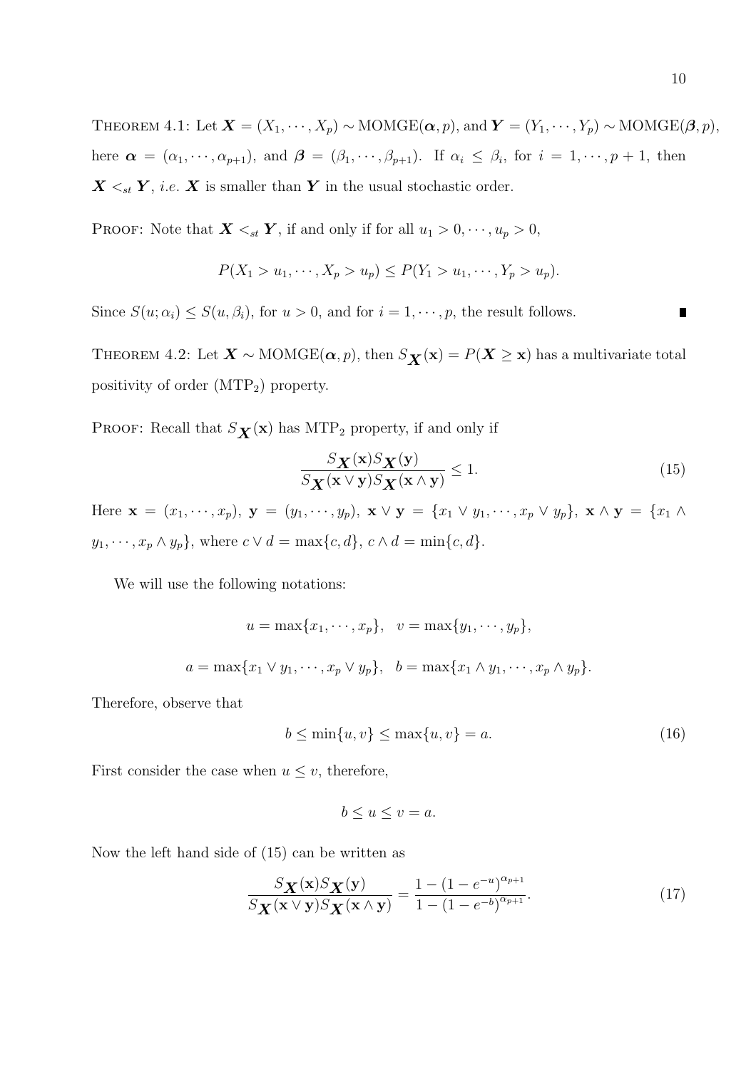THEOREM 4.1: Let $\boldsymbol{X} = (X_1, \cdots, X_p) \sim \text{MOMGE}(\boldsymbol{\alpha}, p)$, and $\boldsymbol{Y} = (Y_1, \cdots, Y_p) \sim \text{MOMGE}(\boldsymbol{\beta}, p)$, here $\boldsymbol{\alpha} = (\alpha_1, \cdots, \alpha_{p+1})$, and $\boldsymbol{\beta} = (\beta_1, \cdots, \beta_{p+1})$. If $\alpha_i \leq \beta_i$, for $i = 1, \cdots, p+1$, then $\boldsymbol{X} <_{st} \boldsymbol{Y}$, *i.e.* $\boldsymbol{X}$ is smaller than $\boldsymbol{Y}$ in the usual stochastic order.

PROOF: Note that $\boldsymbol{X} <_{st} \boldsymbol{Y}$, if and only if for all $u_1 > 0, \cdots, u_p > 0$,

$$P(X_1 > u_1, \cdots, X_p > u_p) \leq P(Y_1 > u_1, \cdots, Y_p > u_p).$$

Since $S(u; \alpha_i) \leq S(u, \beta_i)$, for $u > 0$, and for $i = 1, \cdots, p$, the result follows. ∎

THEOREM 4.2: Let $\boldsymbol{X} \sim \text{MOMGE}(\boldsymbol{\alpha}, p)$, then $S_{\boldsymbol{X}}(\mathbf{x}) = P(\boldsymbol{X} \geq \mathbf{x})$ has a multivariate total positivity of order ($\text{MTP}_2$) property.

PROOF: Recall that $S_{\boldsymbol{X}}(\mathbf{x})$ has $\text{MTP}_2$ property, if and only if

$$\frac{S_{\boldsymbol{X}}(\mathbf{x}) S_{\boldsymbol{X}}(\mathbf{y})}{S_{\boldsymbol{X}}(\mathbf{x} \vee \mathbf{y}) S_{\boldsymbol{X}}(\mathbf{x} \wedge \mathbf{y})} \leq 1. \tag{15}$$

Here $\mathbf{x} = (x_1, \cdots, x_p)$, $\mathbf{y} = (y_1, \cdots, y_p)$, $\mathbf{x} \vee \mathbf{y} = \{x_1 \vee y_1, \cdots, x_p \vee y_p\}$, $\mathbf{x} \wedge \mathbf{y} = \{x_1 \wedge y_1, \cdots, x_p \wedge y_p\}$, where $c \vee d = \max\{c, d\}$, $c \wedge d = \min\{c, d\}$.

We will use the following notations:

$$u = \max\{x_1, \cdots, x_p\}, \quad v = \max\{y_1, \cdots, y_p\},$$

$$a = \max\{x_1 \vee y_1, \cdots, x_p \vee y_p\}, \quad b = \max\{x_1 \wedge y_1, \cdots, x_p \wedge y_p\}.$$

Therefore, observe that

$$b \leq \min\{u, v\} \leq \max\{u, v\} = a. \tag{16}$$

First consider the case when $u \leq v$, therefore,

$$b \leq u \leq v = a.$$

Now the left hand side of (15) can be written as

$$\frac{S_{\boldsymbol{X}}(\mathbf{x}) S_{\boldsymbol{X}}(\mathbf{y})}{S_{\boldsymbol{X}}(\mathbf{x} \vee \mathbf{y}) S_{\boldsymbol{X}}(\mathbf{x} \wedge \mathbf{y})} = \frac{1 - (1 - e^{-u})^{\alpha_{p+1}}}{1 - (1 - e^{-b})^{\alpha_{p+1}}}. \tag{17}$$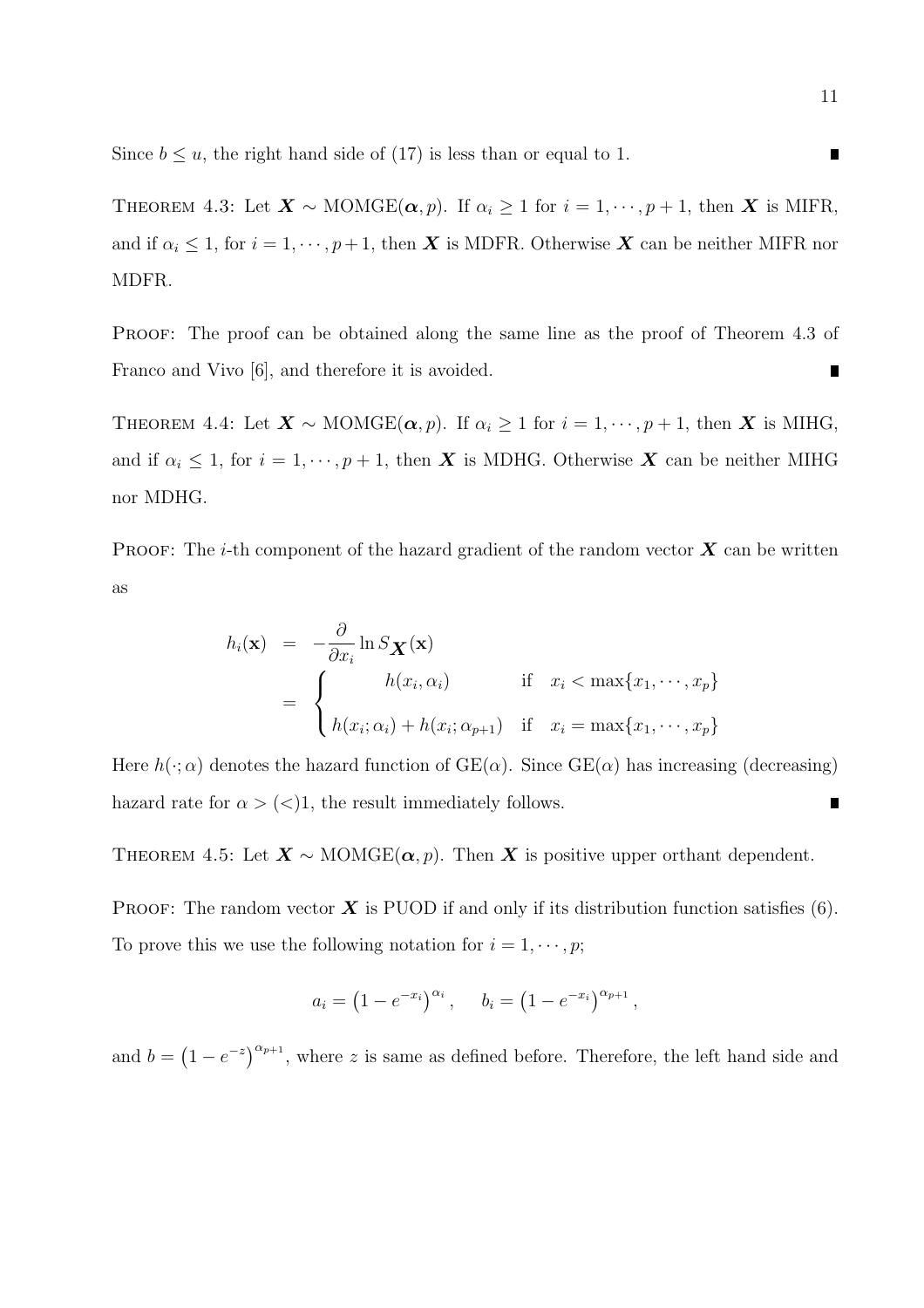Since $b \leq u$, the right hand side of (17) is less than or equal to 1. ∎

THEOREM 4.3: Let $\boldsymbol{X} \sim \text{MOMGE}(\boldsymbol{\alpha}, p)$. If $\alpha_i \geq 1$ for $i = 1, \cdots, p+1$, then $\boldsymbol{X}$ is MIFR, and if $\alpha_i \leq 1$, for $i = 1, \cdots, p+1$, then $\boldsymbol{X}$ is MDFR. Otherwise $\boldsymbol{X}$ can be neither MIFR nor MDFR.

PROOF: The proof can be obtained along the same line as the proof of Theorem 4.3 of Franco and Vivo [6], and therefore it is avoided. ∎

THEOREM 4.4: Let $\boldsymbol{X} \sim \text{MOMGE}(\boldsymbol{\alpha}, p)$. If $\alpha_i \geq 1$ for $i = 1, \cdots, p+1$, then $\boldsymbol{X}$ is MIHG, and if $\alpha_i \leq 1$, for $i = 1, \cdots, p+1$, then $\boldsymbol{X}$ is MDHG. Otherwise $\boldsymbol{X}$ can be neither MIHG nor MDHG.

PROOF: The $i$-th component of the hazard gradient of the random vector $\boldsymbol{X}$ can be written as

$$
\begin{aligned}
h_i(\mathbf{x}) &= -\frac{\partial}{\partial x_i} \ln S_{\boldsymbol{X}}(\mathbf{x}) \\
&= \begin{cases} h(x_i, \alpha_i) & \text{if} \quad x_i < \max\{x_1, \cdots, x_p\} \\ h(x_i; \alpha_i) + h(x_i; \alpha_{p+1}) & \text{if} \quad x_i = \max\{x_1, \cdots, x_p\} \end{cases}
\end{aligned}
$$

Here $h(\cdot; \alpha)$ denotes the hazard function of $\text{GE}(\alpha)$. Since $\text{GE}(\alpha)$ has increasing (decreasing) hazard rate for $\alpha > (<) 1$, the result immediately follows. ∎

THEOREM 4.5: Let $\boldsymbol{X} \sim \text{MOMGE}(\boldsymbol{\alpha}, p)$. Then $\boldsymbol{X}$ is positive upper orthant dependent.

PROOF: The random vector $\boldsymbol{X}$ is PUOD if and only if its distribution function satisfies (6). To prove this we use the following notation for $i = 1, \cdots, p$;

$$
a_i = \left(1 - e^{-x_i}\right)^{\alpha_i}, \qquad b_i = \left(1 - e^{-x_i}\right)^{\alpha_{p+1}},
$$

and $b = \left(1 - e^{-z}\right)^{\alpha_{p+1}}$, where $z$ is same as defined before. Therefore, the left hand side and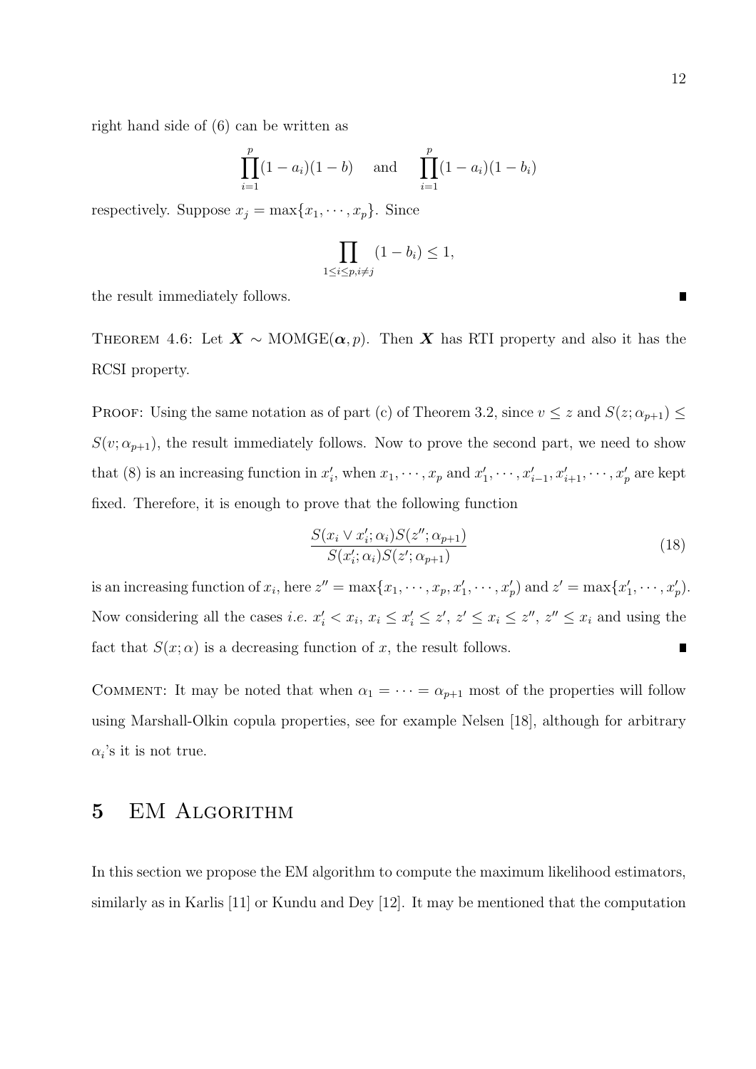right hand side of (6) can be written as

$$\prod_{i=1}^{p}(1-a_i)(1-b) \quad \text{and} \quad \prod_{i=1}^{p}(1-a_i)(1-b_i)$$

respectively. Suppose $x_j = \max\{x_1, \cdots, x_p\}$. Since

$$\prod_{1 \le i \le p, i \ne j}(1-b_i) \le 1,$$

the result immediately follows. ∎

THEOREM 4.6: Let $\boldsymbol{X} \sim$ MOMGE$(\boldsymbol{\alpha}, p)$. Then $\boldsymbol{X}$ has RTI property and also it has the RCSI property.

PROOF: Using the same notation as of part (c) of Theorem 3.2, since $v \le z$ and $S(z; \alpha_{p+1}) \le S(v; \alpha_{p+1})$, the result immediately follows. Now to prove the second part, we need to show that (8) is an increasing function in $x'_i$, when $x_1, \cdots, x_p$ and $x'_1, \cdots, x'_{i-1}, x'_{i+1}, \cdots, x'_p$ are kept fixed. Therefore, it is enough to prove that the following function

$$\frac{S(x_i \vee x'_i; \alpha_i) S(z''; \alpha_{p+1})}{S(x'_i; \alpha_i) S(z'; \alpha_{p+1})} \tag{18}$$

is an increasing function of $x_i$, here $z'' = \max\{x_1, \cdots, x_p, x'_1, \cdots, x'_p\}$ and $z' = \max\{x'_1, \cdots, x'_p\}$. Now considering all the cases *i.e.* $x'_i < x_i$, $x_i \le x'_i \le z'$, $z' \le x_i \le z''$, $z'' \le x_i$ and using the fact that $S(x; \alpha)$ is a decreasing function of $x$, the result follows. ∎

COMMENT: It may be noted that when $\alpha_1 = \cdots = \alpha_{p+1}$ most of the properties will follow using Marshall-Olkin copula properties, see for example Nelsen [18], although for arbitrary $\alpha_i$'s it is not true.

## 5 EM Algorithm

In this section we propose the EM algorithm to compute the maximum likelihood estimators, similarly as in Karlis [11] or Kundu and Dey [12]. It may be mentioned that the computation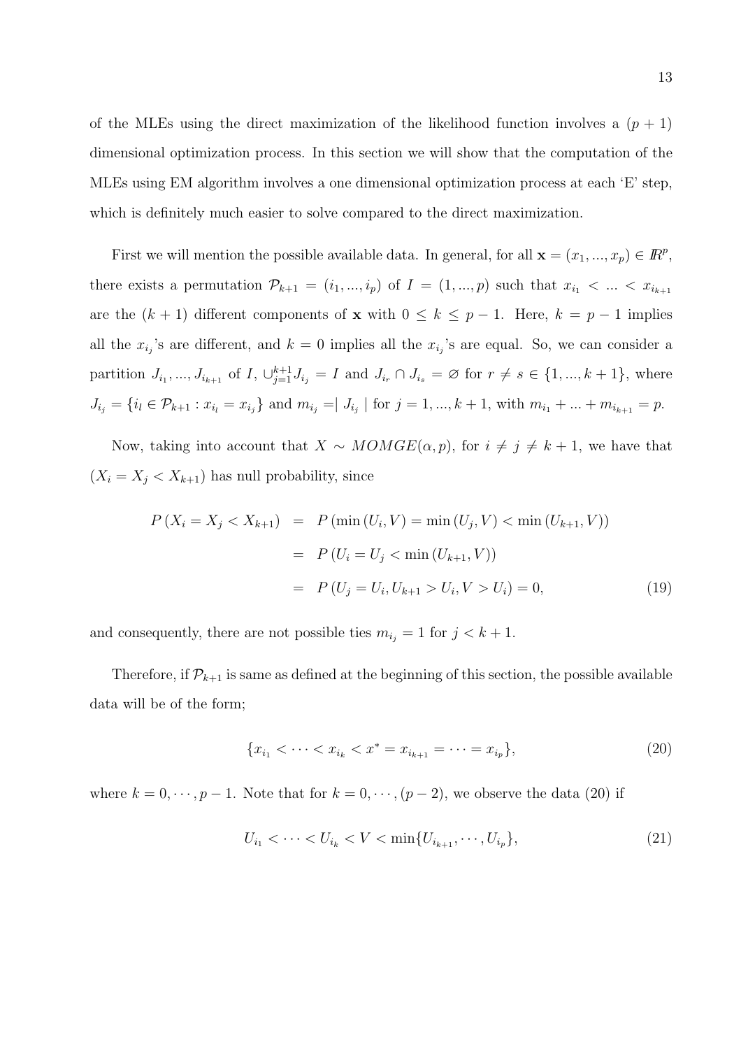of the MLEs using the direct maximization of the likelihood function involves a $(p+1)$ dimensional optimization process. In this section we will show that the computation of the MLEs using EM algorithm involves a one dimensional optimization process at each 'E' step, which is definitely much easier to solve compared to the direct maximization.

First we will mention the possible available data. In general, for all $\mathbf{x} = (x_1, ..., x_p) \in I\!R^p$, there exists a permutation $\mathcal{P}_{k+1} = (i_1, ..., i_p)$ of $I = (1, ..., p)$ such that $x_{i_1} < ... < x_{i_{k+1}}$ are the $(k+1)$ different components of $\mathbf{x}$ with $0 \leq k \leq p-1$. Here, $k = p-1$ implies all the $x_{i_j}$'s are different, and $k = 0$ implies all the $x_{i_j}$'s are equal. So, we can consider a partition $J_{i_1}, ..., J_{i_{k+1}}$ of $I$, $\cup_{j=1}^{k+1} J_{i_j} = I$ and $J_{i_r} \cap J_{i_s} = \varnothing$ for $r \neq s \in \{1, ..., k+1\}$, where $J_{i_j} = \{i_l \in \mathcal{P}_{k+1} : x_{i_l} = x_{i_j}\}$ and $m_{i_j} = \mid J_{i_j} \mid$ for $j = 1, ..., k+1$, with $m_{i_1} + ... + m_{i_{k+1}} = p$.

Now, taking into account that $X \sim MOMGE(\alpha, p)$, for $i \neq j \neq k+1$, we have that $(X_i = X_j < X_{k+1})$ has null probability, since

$$
\begin{aligned}
P\left(X_i = X_j < X_{k+1}\right) &= P\left(\min\left(U_i, V\right) = \min\left(U_j, V\right) < \min\left(U_{k+1}, V\right)\right) \\
&= P\left(U_i = U_j < \min\left(U_{k+1}, V\right)\right) \\
&= P\left(U_j = U_i, U_{k+1} > U_i, V > U_i\right) = 0,
\end{aligned} \tag{19}
$$

and consequently, there are not possible ties $m_{i_j} = 1$ for $j < k+1$.

Therefore, if $\mathcal{P}_{k+1}$ is same as defined at the beginning of this section, the possible available data will be of the form;

$$
\{x_{i_1} < \cdots < x_{i_k} < x^* = x_{i_{k+1}} = \cdots = x_{i_p}\}, \tag{20}
$$

where $k = 0, \cdots, p-1$. Note that for $k = 0, \cdots, (p-2)$, we observe the data (20) if

$$
U_{i_1} < \cdots < U_{i_k} < V < \min\{U_{i_{k+1}}, \cdots, U_{i_p}\}, \tag{21}
$$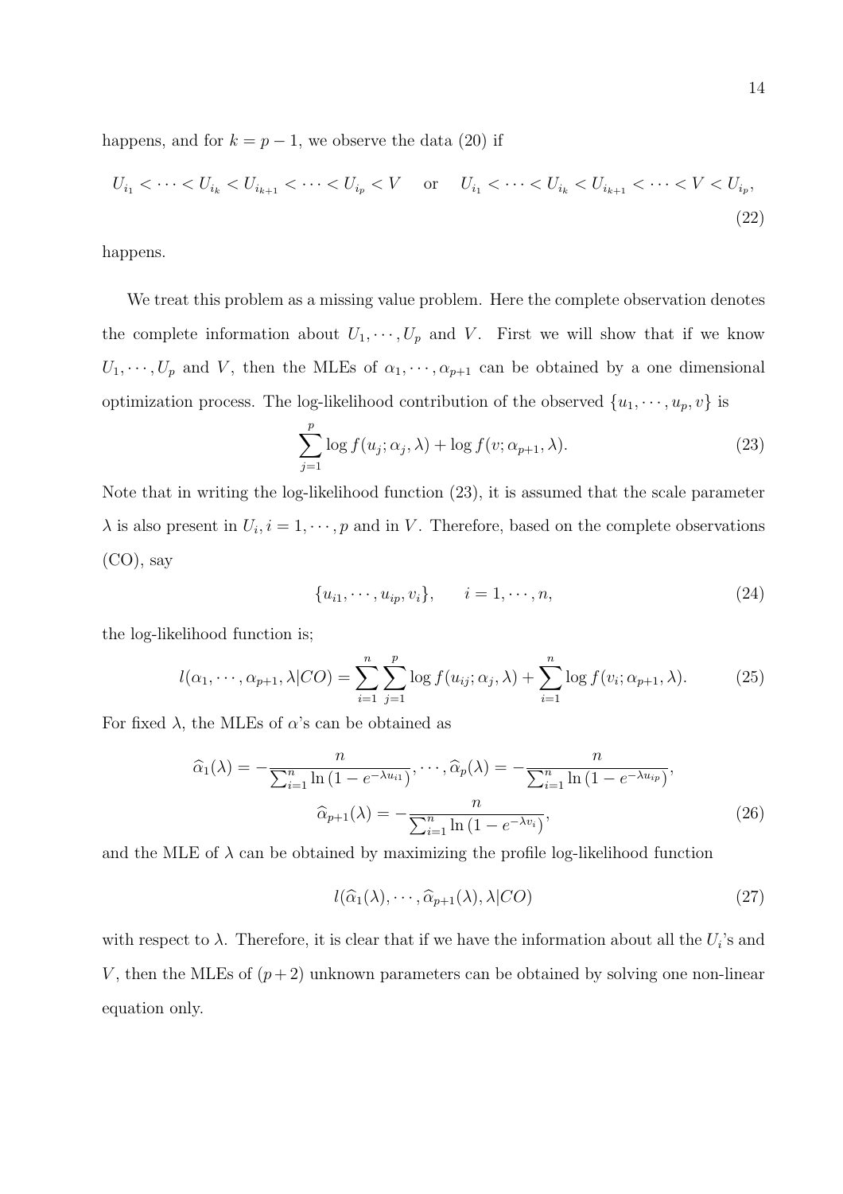happens, and for $k = p - 1$, we observe the data (20) if

$$U_{i_1} < \cdots < U_{i_k} < U_{i_{k+1}} < \cdots < U_{i_p} < V \quad \text{or} \quad U_{i_1} < \cdots < U_{i_k} < U_{i_{k+1}} < \cdots < V < U_{i_p}, \tag{22}$$

happens.

We treat this problem as a missing value problem. Here the complete observation denotes the complete information about $U_1, \cdots, U_p$ and $V$. First we will show that if we know $U_1, \cdots, U_p$ and $V$, then the MLEs of $\alpha_1, \cdots, \alpha_{p+1}$ can be obtained by a one dimensional optimization process. The log-likelihood contribution of the observed $\{u_1, \cdots, u_p, v\}$ is

$$\sum_{j=1}^{p} \log f(u_j; \alpha_j, \lambda) + \log f(v; \alpha_{p+1}, \lambda). \tag{23}$$

Note that in writing the log-likelihood function (23), it is assumed that the scale parameter $\lambda$ is also present in $U_i, i = 1, \cdots, p$ and in $V$. Therefore, based on the complete observations (CO), say

$$\{u_{i1}, \cdots, u_{ip}, v_i\}, \qquad i = 1, \cdots, n, \tag{24}$$

the log-likelihood function is;

$$l(\alpha_1, \cdots, \alpha_{p+1}, \lambda | CO) = \sum_{i=1}^{n} \sum_{j=1}^{p} \log f(u_{ij}; \alpha_j, \lambda) + \sum_{i=1}^{n} \log f(v_i; \alpha_{p+1}, \lambda). \tag{25}$$

For fixed $\lambda$, the MLEs of $\alpha$'s can be obtained as

$$\widehat{\alpha}_1(\lambda) = -\frac{n}{\sum_{i=1}^{n} \ln\left(1 - e^{-\lambda u_{i1}}\right)}, \cdots, \widehat{\alpha}_p(\lambda) = -\frac{n}{\sum_{i=1}^{n} \ln\left(1 - e^{-\lambda u_{ip}}\right)},$$
$$\widehat{\alpha}_{p+1}(\lambda) = -\frac{n}{\sum_{i=1}^{n} \ln\left(1 - e^{-\lambda v_i}\right)}, \tag{26}$$

and the MLE of $\lambda$ can be obtained by maximizing the profile log-likelihood function

$$l(\widehat{\alpha}_1(\lambda), \cdots, \widehat{\alpha}_{p+1}(\lambda), \lambda | CO) \tag{27}$$

with respect to $\lambda$. Therefore, it is clear that if we have the information about all the $U_i$'s and $V$, then the MLEs of $(p+2)$ unknown parameters can be obtained by solving one non-linear equation only.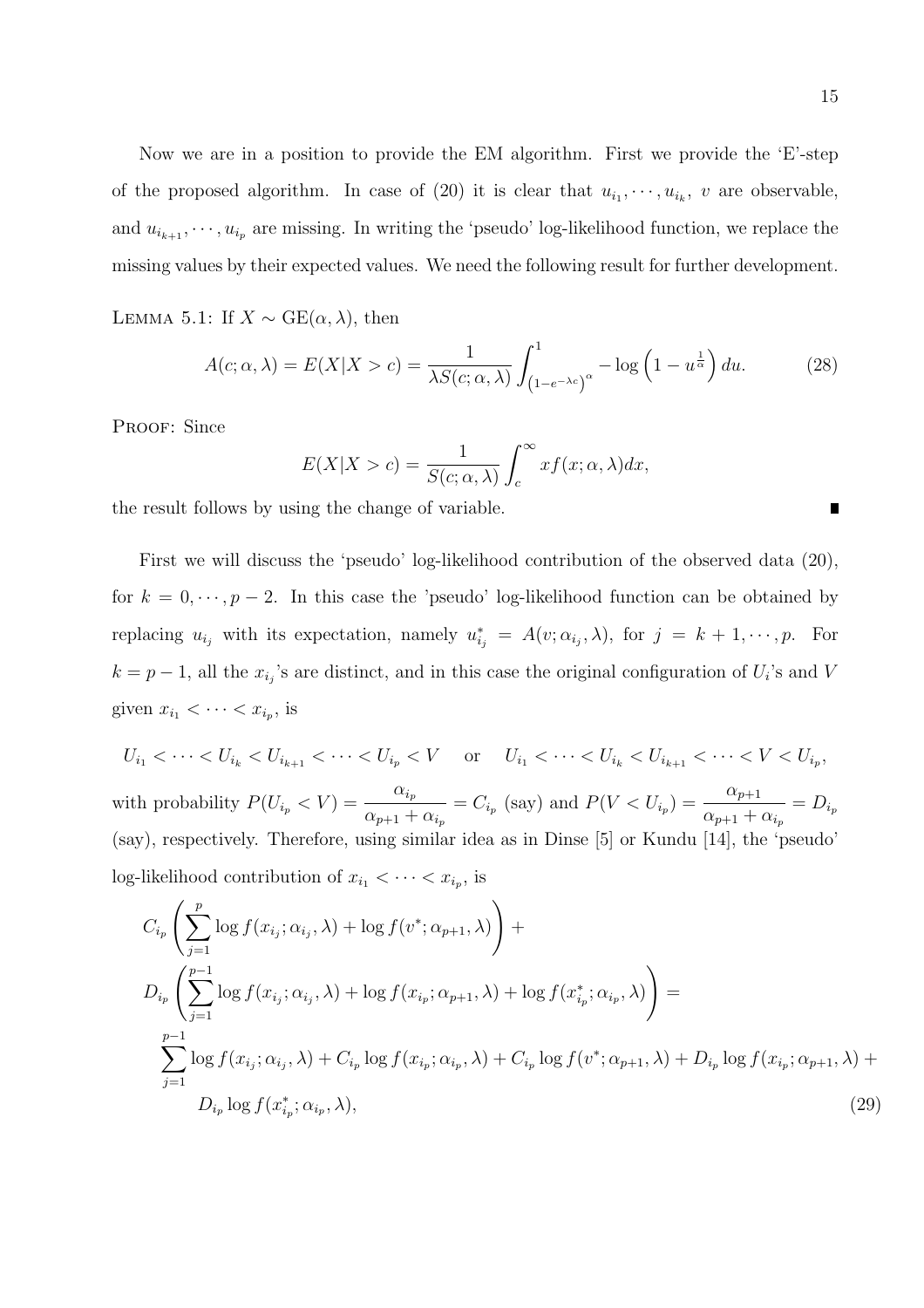Now we are in a position to provide the EM algorithm. First we provide the 'E'-step of the proposed algorithm. In case of (20) it is clear that $u_{i_1}, \cdots, u_{i_k}$, $v$ are observable, and $u_{i_{k+1}}, \cdots, u_{i_p}$ are missing. In writing the 'pseudo' log-likelihood function, we replace the missing values by their expected values. We need the following result for further development.

LEMMA 5.1: If $X \sim \text{GE}(\alpha, \lambda)$, then

$$A(c; \alpha, \lambda) = E(X|X > c) = \frac{1}{\lambda S(c; \alpha, \lambda)} \int_{\left(1-e^{-\lambda c}\right)^{\alpha}}^{1} -\log\left(1 - u^{\frac{1}{\alpha}}\right) du. \tag{28}$$

PROOF: Since

$$E(X|X > c) = \frac{1}{S(c; \alpha, \lambda)} \int_{c}^{\infty} x f(x; \alpha, \lambda) dx,$$

the result follows by using the change of variable. ∎

First we will discuss the 'pseudo' log-likelihood contribution of the observed data (20), for $k = 0, \cdots, p-2$. In this case the 'pseudo' log-likelihood function can be obtained by replacing $u_{i_j}$ with its expectation, namely $u^*_{i_j} = A(v; \alpha_{i_j}, \lambda)$, for $j = k+1, \cdots, p$. For $k = p-1$, all the $x_{i_j}$'s are distinct, and in this case the original configuration of $U_i$'s and $V$ given $x_{i_1} < \cdots < x_{i_p}$, is

$$U_{i_1} < \cdots < U_{i_k} < U_{i_{k+1}} < \cdots < U_{i_p} < V \quad \text{or} \quad U_{i_1} < \cdots < U_{i_k} < U_{i_{k+1}} < \cdots < V < U_{i_p},$$

with probability $P(U_{i_p} < V) = \dfrac{\alpha_{i_p}}{\alpha_{p+1} + \alpha_{i_p}} = C_{i_p}$ (say) and $P(V < U_{i_p}) = \dfrac{\alpha_{p+1}}{\alpha_{p+1} + \alpha_{i_p}} = D_{i_p}$ (say), respectively. Therefore, using similar idea as in Dinse [5] or Kundu [14], the 'pseudo' log-likelihood contribution of $x_{i_1} < \cdots < x_{i_p}$, is

$$\begin{aligned}
&C_{i_p}\left(\sum_{j=1}^{p} \log f(x_{i_j}; \alpha_{i_j}, \lambda) + \log f(v^*; \alpha_{p+1}, \lambda)\right) + \\
&D_{i_p}\left(\sum_{j=1}^{p-1} \log f(x_{i_j}; \alpha_{i_j}, \lambda) + \log f(x_{i_p}; \alpha_{p+1}, \lambda) + \log f(x^*_{i_p}; \alpha_{i_p}, \lambda)\right) = \\
&\quad \sum_{j=1}^{p-1} \log f(x_{i_j}; \alpha_{i_j}, \lambda) + C_{i_p} \log f(x_{i_p}; \alpha_{i_p}, \lambda) + C_{i_p} \log f(v^*; \alpha_{p+1}, \lambda) + D_{i_p} \log f(x_{i_p}; \alpha_{p+1}, \lambda) + \\
&\qquad D_{i_p} \log f(x^*_{i_p}; \alpha_{i_p}, \lambda),
\end{aligned} \tag{29}$$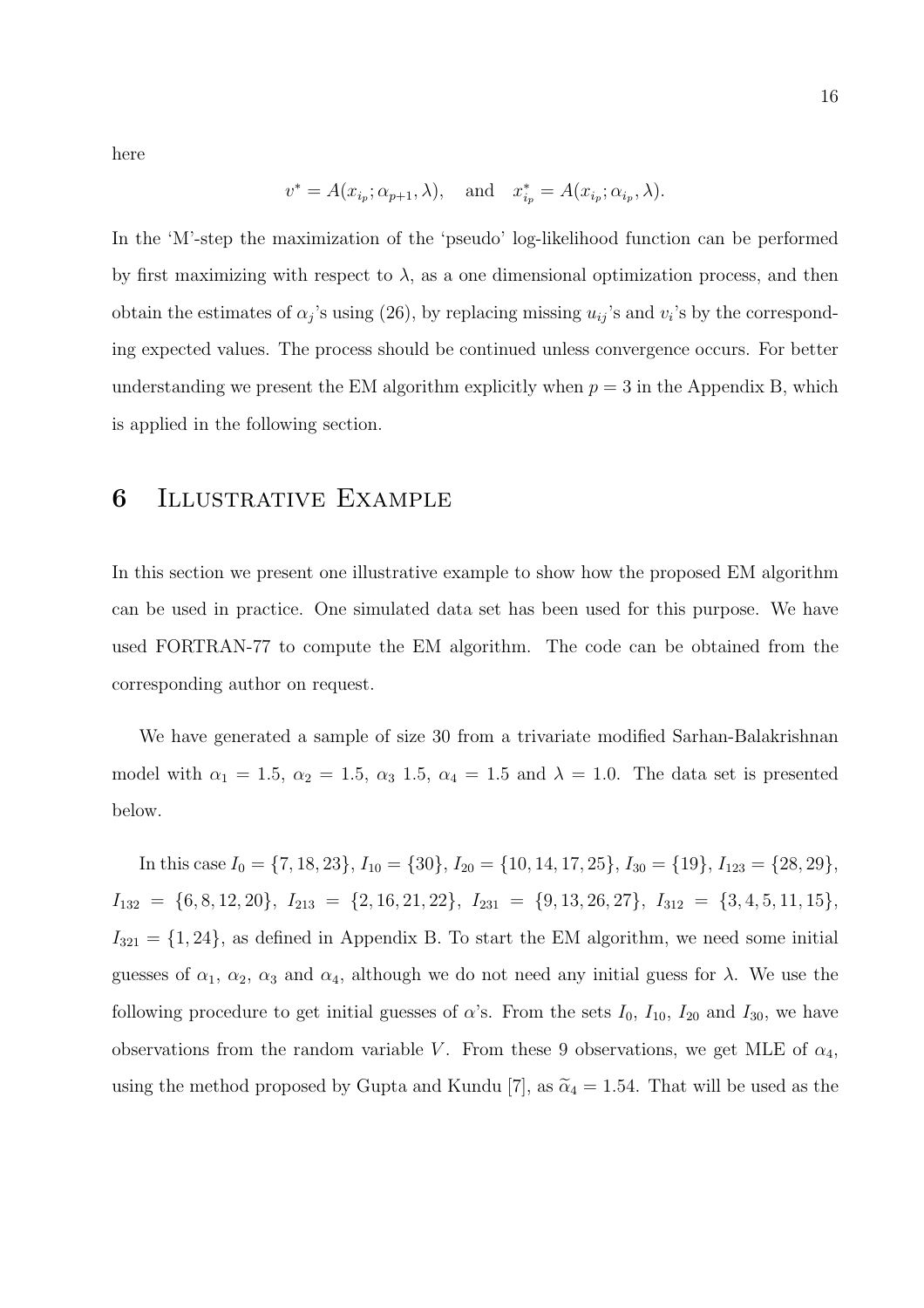here

$$v^* = A(x_{i_p}; \alpha_{p+1}, \lambda), \quad \text{and} \quad x^*_{i_p} = A(x_{i_p}; \alpha_{i_p}, \lambda).$$

In the 'M'-step the maximization of the 'pseudo' log-likelihood function can be performed by first maximizing with respect to $\lambda$, as a one dimensional optimization process, and then obtain the estimates of $\alpha_j$'s using (26), by replacing missing $u_{ij}$'s and $v_i$'s by the corresponding expected values. The process should be continued unless convergence occurs. For better understanding we present the EM algorithm explicitly when $p = 3$ in the Appendix B, which is applied in the following section.

# 6 Illustrative Example

In this section we present one illustrative example to show how the proposed EM algorithm can be used in practice. One simulated data set has been used for this purpose. We have used FORTRAN-77 to compute the EM algorithm. The code can be obtained from the corresponding author on request.

We have generated a sample of size 30 from a trivariate modified Sarhan-Balakrishnan model with $\alpha_1 = 1.5$, $\alpha_2 = 1.5$, $\alpha_3$ 1.5, $\alpha_4 = 1.5$ and $\lambda = 1.0$. The data set is presented below.

In this case $I_0 = \{7, 18, 23\}$, $I_{10} = \{30\}$, $I_{20} = \{10, 14, 17, 25\}$, $I_{30} = \{19\}$, $I_{123} = \{28, 29\}$, $I_{132} = \{6, 8, 12, 20\}$, $I_{213} = \{2, 16, 21, 22\}$, $I_{231} = \{9, 13, 26, 27\}$, $I_{312} = \{3, 4, 5, 11, 15\}$, $I_{321} = \{1, 24\}$, as defined in Appendix B. To start the EM algorithm, we need some initial guesses of $\alpha_1$, $\alpha_2$, $\alpha_3$ and $\alpha_4$, although we do not need any initial guess for $\lambda$. We use the following procedure to get initial guesses of $\alpha$'s. From the sets $I_0$, $I_{10}$, $I_{20}$ and $I_{30}$, we have observations from the random variable $V$. From these 9 observations, we get MLE of $\alpha_4$, using the method proposed by Gupta and Kundu [7], as $\widetilde{\alpha}_4 = 1.54$. That will be used as the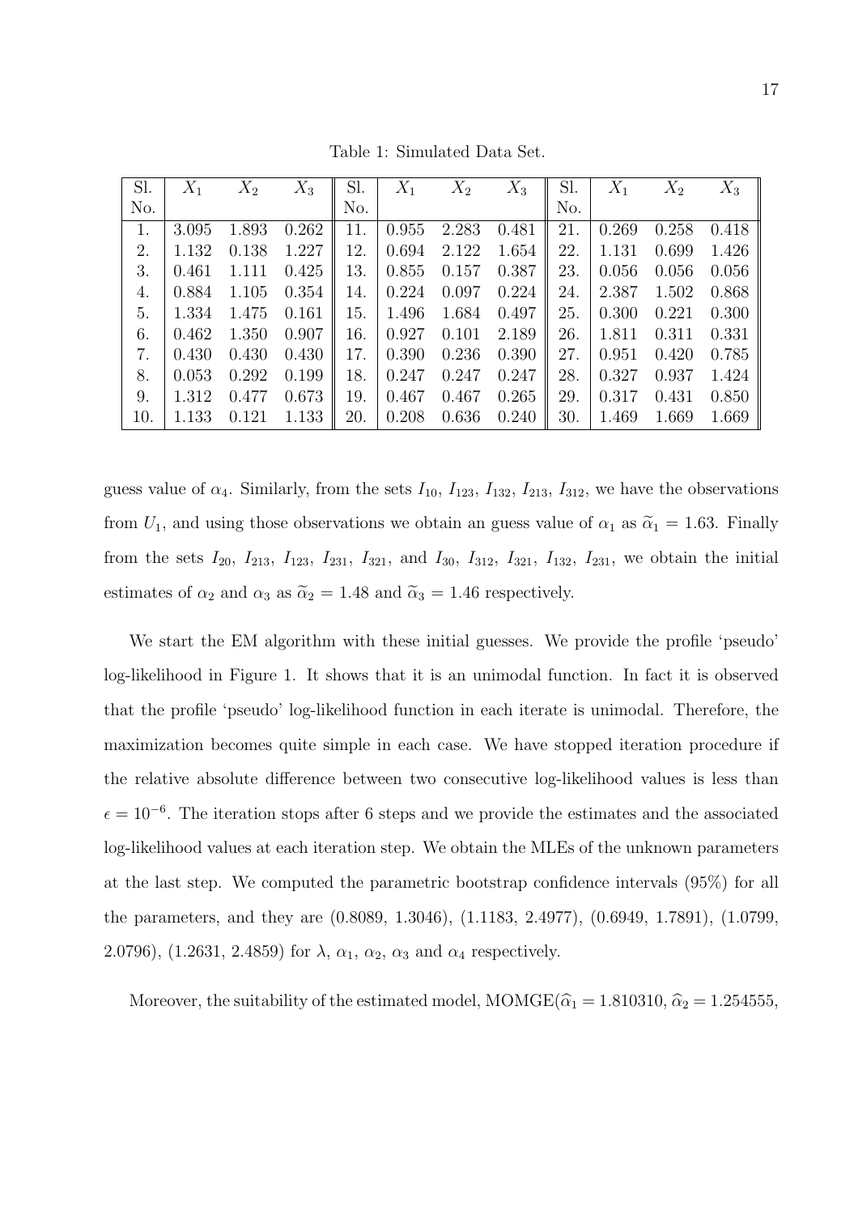Table 1: Simulated Data Set.

| Sl. No. | $X_1$ | $X_2$ | $X_3$ | Sl. No. | $X_1$ | $X_2$ | $X_3$ | Sl. No. | $X_1$ | $X_2$ | $X_3$ |
|---|---|---|---|---|---|---|---|---|---|---|---|
| 1. | 3.095 | 1.893 | 0.262 | 11. | 0.955 | 2.283 | 0.481 | 21. | 0.269 | 0.258 | 0.418 |
| 2. | 1.132 | 0.138 | 1.227 | 12. | 0.694 | 2.122 | 1.654 | 22. | 1.131 | 0.699 | 1.426 |
| 3. | 0.461 | 1.111 | 0.425 | 13. | 0.855 | 0.157 | 0.387 | 23. | 0.056 | 0.056 | 0.056 |
| 4. | 0.884 | 1.105 | 0.354 | 14. | 0.224 | 0.097 | 0.224 | 24. | 2.387 | 1.502 | 0.868 |
| 5. | 1.334 | 1.475 | 0.161 | 15. | 1.496 | 1.684 | 0.497 | 25. | 0.300 | 0.221 | 0.300 |
| 6. | 0.462 | 1.350 | 0.907 | 16. | 0.927 | 0.101 | 2.189 | 26. | 1.811 | 0.311 | 0.331 |
| 7. | 0.430 | 0.430 | 0.430 | 17. | 0.390 | 0.236 | 0.390 | 27. | 0.951 | 0.420 | 0.785 |
| 8. | 0.053 | 0.292 | 0.199 | 18. | 0.247 | 0.247 | 0.247 | 28. | 0.327 | 0.937 | 1.424 |
| 9. | 1.312 | 0.477 | 0.673 | 19. | 0.467 | 0.467 | 0.265 | 29. | 0.317 | 0.431 | 0.850 |
| 10. | 1.133 | 0.121 | 1.133 | 20. | 0.208 | 0.636 | 0.240 | 30. | 1.469 | 1.669 | 1.669 |

guess value of $\alpha_4$. Similarly, from the sets $I_{10}$, $I_{123}$, $I_{132}$, $I_{213}$, $I_{312}$, we have the observations from $U_1$, and using those observations we obtain an guess value of $\alpha_1$ as $\widetilde{\alpha}_1 = 1.63$. Finally from the sets $I_{20}$, $I_{213}$, $I_{123}$, $I_{231}$, $I_{321}$, and $I_{30}$, $I_{312}$, $I_{321}$, $I_{132}$, $I_{231}$, we obtain the initial estimates of $\alpha_2$ and $\alpha_3$ as $\widetilde{\alpha}_2 = 1.48$ and $\widetilde{\alpha}_3 = 1.46$ respectively.

We start the EM algorithm with these initial guesses. We provide the profile 'pseudo' log-likelihood in Figure 1. It shows that it is an unimodal function. In fact it is observed that the profile 'pseudo' log-likelihood function in each iterate is unimodal. Therefore, the maximization becomes quite simple in each case. We have stopped iteration procedure if the relative absolute difference between two consecutive log-likelihood values is less than $\epsilon = 10^{-6}$. The iteration stops after 6 steps and we provide the estimates and the associated log-likelihood values at each iteration step. We obtain the MLEs of the unknown parameters at the last step. We computed the parametric bootstrap confidence intervals (95%) for all the parameters, and they are (0.8089, 1.3046), (1.1183, 2.4977), (0.6949, 1.7891), (1.0799, 2.0796), (1.2631, 2.4859) for $\lambda$, $\alpha_1$, $\alpha_2$, $\alpha_3$ and $\alpha_4$ respectively.

Moreover, the suitability of the estimated model, MOMGE($\widehat{\alpha}_1 = 1.810310$, $\widehat{\alpha}_2 = 1.254555$,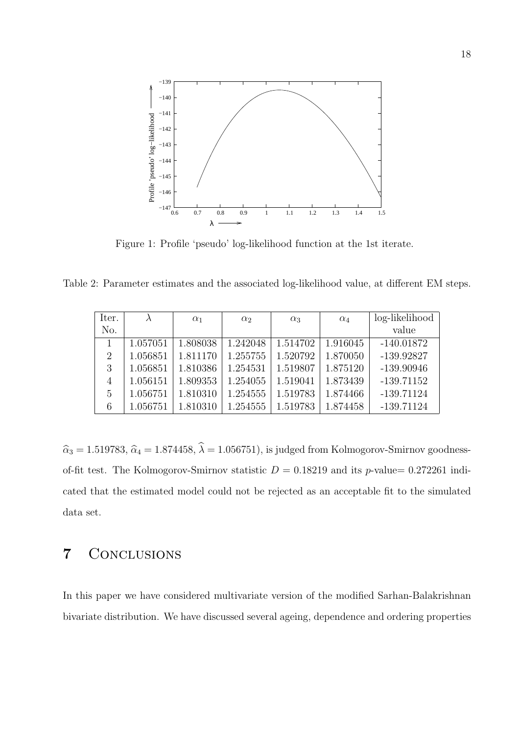Figure 1: Profile 'pseudo' log-likelihood function at the 1st iterate.

Table 2: Parameter estimates and the associated log-likelihood value, at different EM steps.

| Iter. No. | $\lambda$ | $\alpha_1$ | $\alpha_2$ | $\alpha_3$ | $\alpha_4$ | log-likelihood value |
|---|---|---|---|---|---|---|
| 1 | 1.057051 | 1.808038 | 1.242048 | 1.514702 | 1.916045 | -140.01872 |
| 2 | 1.056851 | 1.811170 | 1.255755 | 1.520792 | 1.870050 | -139.92827 |
| 3 | 1.056851 | 1.810386 | 1.254531 | 1.519807 | 1.875120 | -139.90946 |
| 4 | 1.056151 | 1.809353 | 1.254055 | 1.519041 | 1.873439 | -139.71152 |
| 5 | 1.056751 | 1.810310 | 1.254555 | 1.519783 | 1.874466 | -139.71124 |
| 6 | 1.056751 | 1.810310 | 1.254555 | 1.519783 | 1.874458 | -139.71124 |

$\widehat{\alpha}_3 = 1.519783$, $\widehat{\alpha}_4 = 1.874458$, $\widehat{\lambda} = 1.056751$), is judged from Kolmogorov-Smirnov goodness-of-fit test. The Kolmogorov-Smirnov statistic $D = 0.18219$ and its $p$-value$= 0.272261$ indicated that the estimated model could not be rejected as an acceptable fit to the simulated data set.

# 7 Conclusions

In this paper we have considered multivariate version of the modified Sarhan-Balakrishnan bivariate distribution. We have discussed several ageing, dependence and ordering properties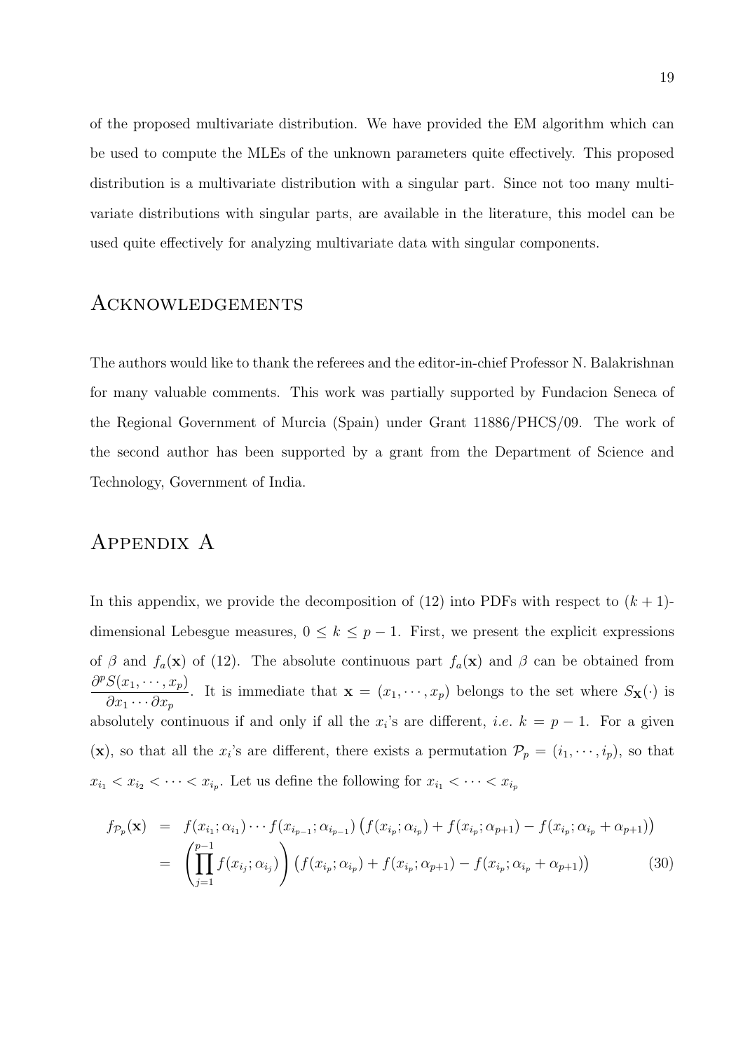of the proposed multivariate distribution. We have provided the EM algorithm which can be used to compute the MLEs of the unknown parameters quite effectively. This proposed distribution is a multivariate distribution with a singular part. Since not too many multivariate distributions with singular parts, are available in the literature, this model can be used quite effectively for analyzing multivariate data with singular components.

## Acknowledgements

The authors would like to thank the referees and the editor-in-chief Professor N. Balakrishnan for many valuable comments. This work was partially supported by Fundacion Seneca of the Regional Government of Murcia (Spain) under Grant 11886/PHCS/09. The work of the second author has been supported by a grant from the Department of Science and Technology, Government of India.

## Appendix A

In this appendix, we provide the decomposition of (12) into PDFs with respect to $(k+1)$-dimensional Lebesgue measures, $0 \leq k \leq p-1$. First, we present the explicit expressions of $\beta$ and $f_a(\mathbf{x})$ of (12). The absolute continuous part $f_a(\mathbf{x})$ and $\beta$ can be obtained from $\dfrac{\partial^p S(x_1, \cdots, x_p)}{\partial x_1 \cdots \partial x_p}$. It is immediate that $\mathbf{x} = (x_1, \cdots, x_p)$ belongs to the set where $S_{\mathbf{X}}(\cdot)$ is absolutely continuous if and only if all the $x_i$'s are different, *i.e.* $k = p-1$. For a given $(\mathbf{x})$, so that all the $x_i$'s are different, there exists a permutation $\mathcal{P}_p = (i_1, \cdots, i_p)$, so that $x_{i_1} < x_{i_2} < \cdots < x_{i_p}$. Let us define the following for $x_{i_1} < \cdots < x_{i_p}$

$$
\begin{aligned}
f_{\mathcal{P}_p}(\mathbf{x}) &= f(x_{i_1}; \alpha_{i_1}) \cdots f(x_{i_{p-1}}; \alpha_{i_{p-1}}) \left( f(x_{i_p}; \alpha_{i_p}) + f(x_{i_p}; \alpha_{p+1}) - f(x_{i_p}; \alpha_{i_p} + \alpha_{p+1}) \right) \\
&= \left( \prod_{j=1}^{p-1} f(x_{i_j}; \alpha_{i_j}) \right) \left( f(x_{i_p}; \alpha_{i_p}) + f(x_{i_p}; \alpha_{p+1}) - f(x_{i_p}; \alpha_{i_p} + \alpha_{p+1}) \right) \qquad (30)
\end{aligned}
$$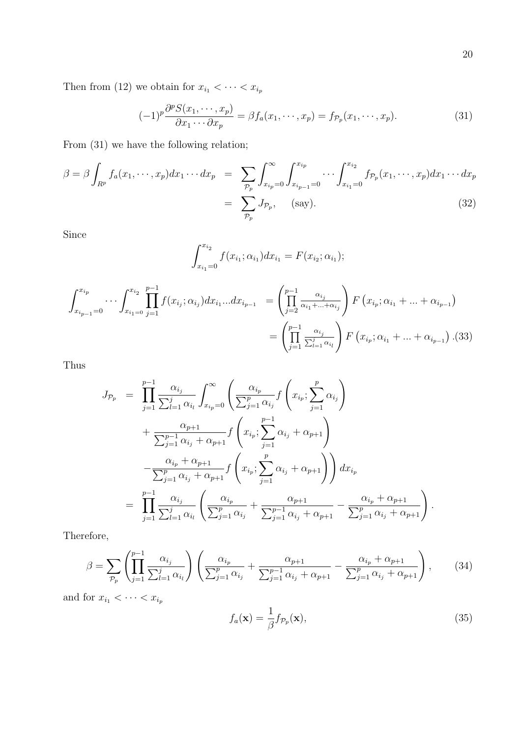Then from (12) we obtain for $x_{i_1} < \cdots < x_{i_p}$

$$(-1)^p \frac{\partial^p S(x_1, \cdots, x_p)}{\partial x_1 \cdots \partial x_p} = \beta f_a(x_1, \cdots, x_p) = f_{\mathcal{P}_p}(x_1, \cdots, x_p). \tag{31}$$

From (31) we have the following relation;

$$\begin{aligned}
\beta = \beta \int_{R^p} f_a(x_1, \cdots, x_p) dx_1 \cdots dx_p &= \sum_{\mathcal{P}_p} \int_{x_{i_p}=0}^{\infty} \int_{x_{i_{p-1}}=0}^{x_{i_p}} \cdots \int_{x_{i_1}=0}^{x_{i_2}} f_{\mathcal{P}_p}(x_1, \cdots, x_p) dx_1 \cdots dx_p \\
&= \sum_{\mathcal{P}_p} J_{\mathcal{P}_p}, \qquad \text{(say)}. 
\end{aligned} \tag{32}$$

Since

$$\int_{x_{i_1}=0}^{x_{i_2}} f(x_{i_1}; \alpha_{i_1}) dx_{i_1} = F(x_{i_2}; \alpha_{i_1});$$

$$\begin{aligned}
\int_{x_{i_{p-1}}=0}^{x_{i_p}} \cdots \int_{x_{i_1}=0}^{x_{i_2}} \prod_{j=1}^{p-1} f(x_{i_j}; \alpha_{i_j}) dx_{i_1} \ldots dx_{i_{p-1}} &= \left( \prod_{j=2}^{p-1} \frac{\alpha_{i_j}}{\alpha_{i_1} + \ldots + \alpha_{i_j}} \right) F\left(x_{i_p}; \alpha_{i_1} + \ldots + \alpha_{i_{p-1}}\right) \\
&= \left( \prod_{j=1}^{p-1} \frac{\alpha_{i_j}}{\sum_{l=1}^{j} \alpha_{i_l}} \right) F\left(x_{i_p}; \alpha_{i_1} + \ldots + \alpha_{i_{p-1}}\right).
\end{aligned} \tag{33}$$

Thus

$$\begin{aligned}
J_{\mathcal{P}_p} &= \prod_{j=1}^{p-1} \frac{\alpha_{i_j}}{\sum_{l=1}^{j} \alpha_{i_l}} \int_{x_{i_p}=0}^{\infty} \left( \frac{\alpha_{i_p}}{\sum_{j=1}^{p} \alpha_{i_j}} f\left(x_{i_p}; \sum_{j=1}^{p} \alpha_{i_j}\right) \right. \\
&\quad + \frac{\alpha_{p+1}}{\sum_{j=1}^{p-1} \alpha_{i_j} + \alpha_{p+1}} f\left(x_{i_p}; \sum_{j=1}^{p-1} \alpha_{i_j} + \alpha_{p+1}\right) \\
&\quad \left. - \frac{\alpha_{i_p} + \alpha_{p+1}}{\sum_{j=1}^{p} \alpha_{i_j} + \alpha_{p+1}} f\left(x_{i_p}; \sum_{j=1}^{p} \alpha_{i_j} + \alpha_{p+1}\right) \right) dx_{i_p} \\
&= \prod_{j=1}^{p-1} \frac{\alpha_{i_j}}{\sum_{l=1}^{j} \alpha_{i_l}} \left( \frac{\alpha_{i_p}}{\sum_{j=1}^{p} \alpha_{i_j}} + \frac{\alpha_{p+1}}{\sum_{j=1}^{p-1} \alpha_{i_j} + \alpha_{p+1}} - \frac{\alpha_{i_p} + \alpha_{p+1}}{\sum_{j=1}^{p} \alpha_{i_j} + \alpha_{p+1}} \right).
\end{aligned}$$

Therefore,

$$\beta = \sum_{\mathcal{P}_p} \left( \prod_{j=1}^{p-1} \frac{\alpha_{i_j}}{\sum_{l=1}^{j} \alpha_{i_l}} \right) \left( \frac{\alpha_{i_p}}{\sum_{j=1}^{p} \alpha_{i_j}} + \frac{\alpha_{p+1}}{\sum_{j=1}^{p-1} \alpha_{i_j} + \alpha_{p+1}} - \frac{\alpha_{i_p} + \alpha_{p+1}}{\sum_{j=1}^{p} \alpha_{i_j} + \alpha_{p+1}} \right), \tag{34}$$

and for $x_{i_1} < \cdots < x_{i_p}$

$$f_a(\mathbf{x}) = \frac{1}{\beta} f_{\mathcal{P}_p}(\mathbf{x}), \tag{35}$$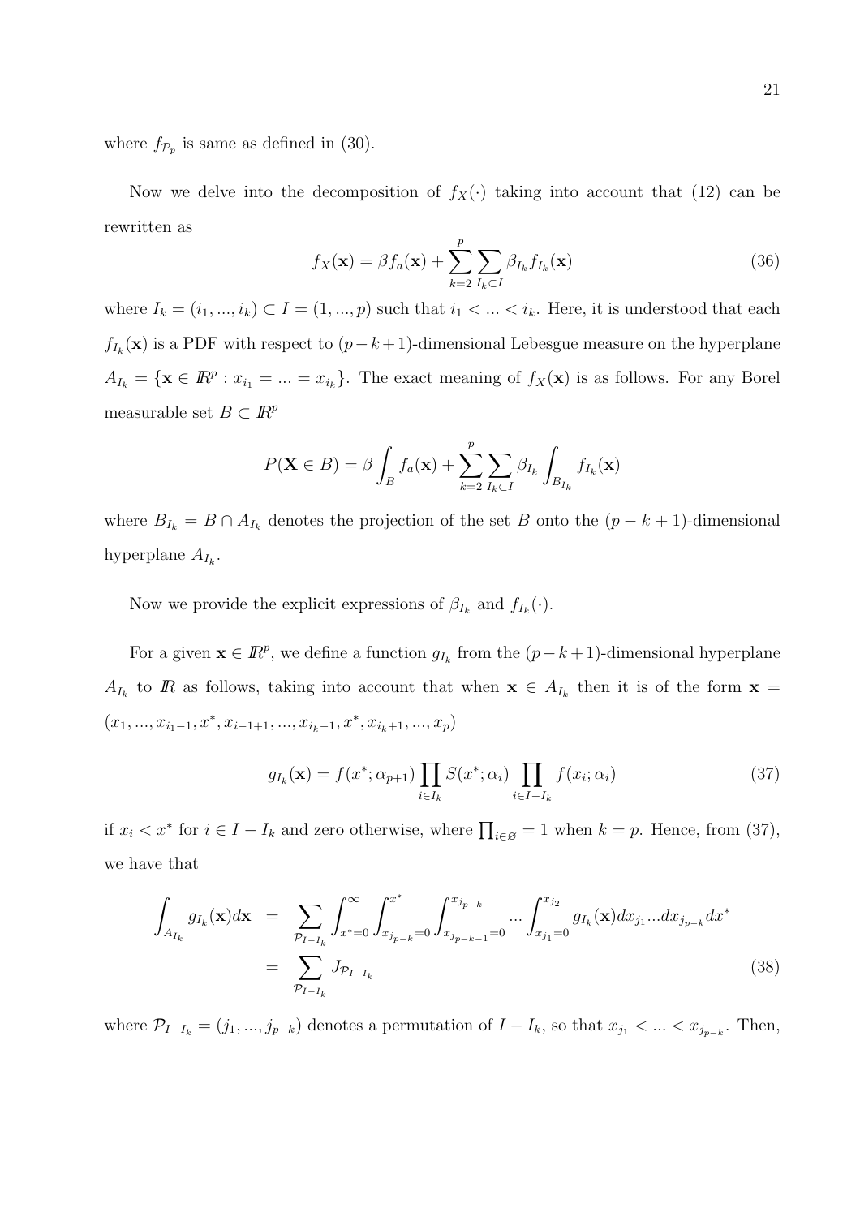where $f_{\mathcal{P}_p}$ is same as defined in (30).

Now we delve into the decomposition of $f_X(\cdot)$ taking into account that (12) can be rewritten as

$$f_X(\mathbf{x}) = \beta f_a(\mathbf{x}) + \sum_{k=2}^{p} \sum_{I_k \subset I} \beta_{I_k} f_{I_k}(\mathbf{x}) \tag{36}$$

where $I_k = (i_1, ..., i_k) \subset I = (1, ..., p)$ such that $i_1 < ... < i_k$. Here, it is understood that each $f_{I_k}(\mathbf{x})$ is a PDF with respect to $(p-k+1)$-dimensional Lebesgue measure on the hyperplane $A_{I_k} = \{\mathbf{x} \in I\!R^p : x_{i_1} = ... = x_{i_k}\}$. The exact meaning of $f_X(\mathbf{x})$ is as follows. For any Borel measurable set $B \subset I\!R^p$

$$P(\mathbf{X} \in B) = \beta \int_B f_a(\mathbf{x}) + \sum_{k=2}^{p} \sum_{I_k \subset I} \beta_{I_k} \int_{B_{I_k}} f_{I_k}(\mathbf{x})$$

where $B_{I_k} = B \cap A_{I_k}$ denotes the projection of the set $B$ onto the $(p-k+1)$-dimensional hyperplane $A_{I_k}$.

Now we provide the explicit expressions of $\beta_{I_k}$ and $f_{I_k}(\cdot)$.

For a given $\mathbf{x} \in I\!R^p$, we define a function $g_{I_k}$ from the $(p-k+1)$-dimensional hyperplane $A_{I_k}$ to $I\!R$ as follows, taking into account that when $\mathbf{x} \in A_{I_k}$ then it is of the form $\mathbf{x} = (x_1, ..., x_{i_1-1}, x^*, x_{i-1+1}, ..., x_{i_k-1}, x^*, x_{i_k+1}, ..., x_p)$

$$g_{I_k}(\mathbf{x}) = f(x^*; \alpha_{p+1}) \prod_{i \in I_k} S(x^*; \alpha_i) \prod_{i \in I - I_k} f(x_i; \alpha_i) \tag{37}$$

if $x_i < x^*$ for $i \in I - I_k$ and zero otherwise, where $\prod_{i \in \varnothing} = 1$ when $k = p$. Hence, from (37), we have that

$$\begin{aligned}
\int_{A_{I_k}} g_{I_k}(\mathbf{x}) d\mathbf{x} &= \sum_{\mathcal{P}_{I-I_k}} \int_{x^*=0}^{\infty} \int_{x_{j_{p-k}}=0}^{x^*} \int_{x_{j_{p-k-1}}=0}^{x_{j_{p-k}}} ... \int_{x_{j_1}=0}^{x_{j_2}} g_{I_k}(\mathbf{x}) dx_{j_1} ... dx_{j_{p-k}} dx^* \\
&= \sum_{\mathcal{P}_{I-I_k}} J_{\mathcal{P}_{I-I_k}}
\end{aligned} \tag{38}$$

where $\mathcal{P}_{I-I_k} = (j_1, ..., j_{p-k})$ denotes a permutation of $I - I_k$, so that $x_{j_1} < ... < x_{j_{p-k}}$. Then,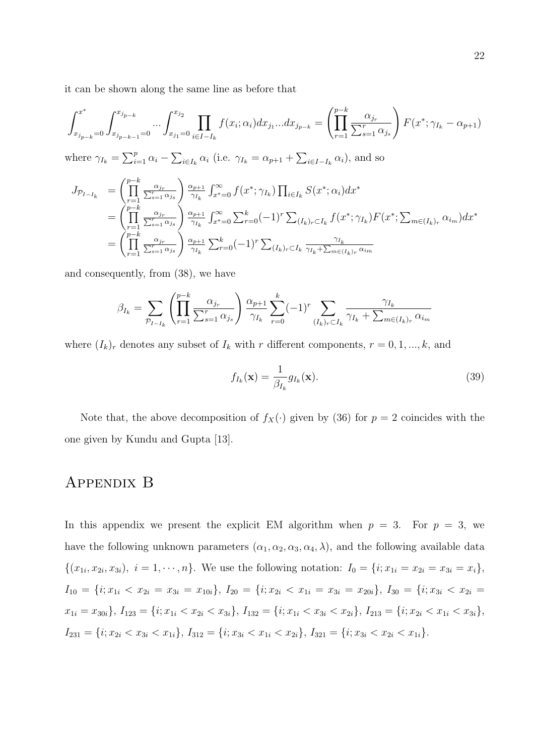it can be shown along the same line as before that

$$\int_{x_{j_{p-k}}=0}^{x^*} \int_{x_{j_{p-k-1}}=0}^{x_{j_{p-k}}} \dots \int_{x_{j_1}=0}^{x_{j_2}} \prod_{i \in I - I_k} f(x_i; \alpha_i) dx_{j_1} \dots dx_{j_{p-k}} = \left( \prod_{r=1}^{p-k} \frac{\alpha_{j_r}}{\sum_{s=1}^{r} \alpha_{j_s}} \right) F(x^*; \gamma_{I_k} - \alpha_{p+1})$$

where $\gamma_{I_k} = \sum_{i=1}^{p} \alpha_i - \sum_{i \in I_k} \alpha_i$ (i.e. $\gamma_{I_k} = \alpha_{p+1} + \sum_{i \in I - I_k} \alpha_i$), and so

$$\begin{aligned}
J_{\mathcal{P}_{I-I_k}} &= \left( \prod_{r=1}^{p-k} \frac{\alpha_{j_r}}{\sum_{s=1}^{r} \alpha_{j_s}} \right) \frac{\alpha_{p+1}}{\gamma_{I_k}} \int_{x^*=0}^{\infty} f(x^*; \gamma_{I_k}) \prod_{i \in I_k} S(x^*; \alpha_i) dx^* \\
&= \left( \prod_{r=1}^{p-k} \frac{\alpha_{j_r}}{\sum_{s=1}^{r} \alpha_{j_s}} \right) \frac{\alpha_{p+1}}{\gamma_{I_k}} \int_{x^*=0}^{\infty} \sum_{r=0}^{k} (-1)^r \sum_{(I_k)_r \subset I_k} f(x^*; \gamma_{I_k}) F(x^*; \textstyle\sum_{m \in (I_k)_r} \alpha_{i_m}) dx^* \\
&= \left( \prod_{r=1}^{p-k} \frac{\alpha_{j_r}}{\sum_{s=1}^{r} \alpha_{j_s}} \right) \frac{\alpha_{p+1}}{\gamma_{I_k}} \sum_{r=0}^{k} (-1)^r \sum_{(I_k)_r \subset I_k} \frac{\gamma_{I_k}}{\gamma_{I_k} + \sum_{m \in (I_k)_r} \alpha_{i_m}}
\end{aligned}$$

and consequently, from (38), we have

$$\beta_{I_k} = \sum_{\mathcal{P}_{I-I_k}} \left( \prod_{r=1}^{p-k} \frac{\alpha_{j_r}}{\sum_{s=1}^{r} \alpha_{j_s}} \right) \frac{\alpha_{p+1}}{\gamma_{I_k}} \sum_{r=0}^{k} (-1)^r \sum_{(I_k)_r \subset I_k} \frac{\gamma_{I_k}}{\gamma_{I_k} + \sum_{m \in (I_k)_r} \alpha_{i_m}}$$

where $(I_k)_r$ denotes any subset of $I_k$ with $r$ different components, $r = 0, 1, \dots, k$, and

$$f_{I_k}(\mathbf{x}) = \frac{1}{\beta_{I_k}} g_{I_k}(\mathbf{x}). \tag{39}$$

Note that, the above decomposition of $f_X(\cdot)$ given by (36) for $p = 2$ coincides with the one given by Kundu and Gupta [13].

# Appendix B

In this appendix we present the explicit EM algorithm when $p = 3$. For $p = 3$, we have the following unknown parameters $(\alpha_1, \alpha_2, \alpha_3, \alpha_4, \lambda)$, and the following available data $\{(x_{1i}, x_{2i}, x_{3i}),\ i = 1, \cdots, n\}$. We use the following notation: $I_0 = \{i; x_{1i} = x_{2i} = x_{3i} = x_i\}$, $I_{10} = \{i; x_{1i} < x_{2i} = x_{3i} = x_{10i}\}$, $I_{20} = \{i; x_{2i} < x_{1i} = x_{3i} = x_{20i}\}$, $I_{30} = \{i; x_{3i} < x_{2i} = x_{1i} = x_{30i}\}$, $I_{123} = \{i; x_{1i} < x_{2i} < x_{3i}\}$, $I_{132} = \{i; x_{1i} < x_{3i} < x_{2i}\}$, $I_{213} = \{i; x_{2i} < x_{1i} < x_{3i}\}$, $I_{231} = \{i; x_{2i} < x_{3i} < x_{1i}\}$, $I_{312} = \{i; x_{3i} < x_{1i} < x_{2i}\}$, $I_{321} = \{i; x_{3i} < x_{2i} < x_{1i}\}$.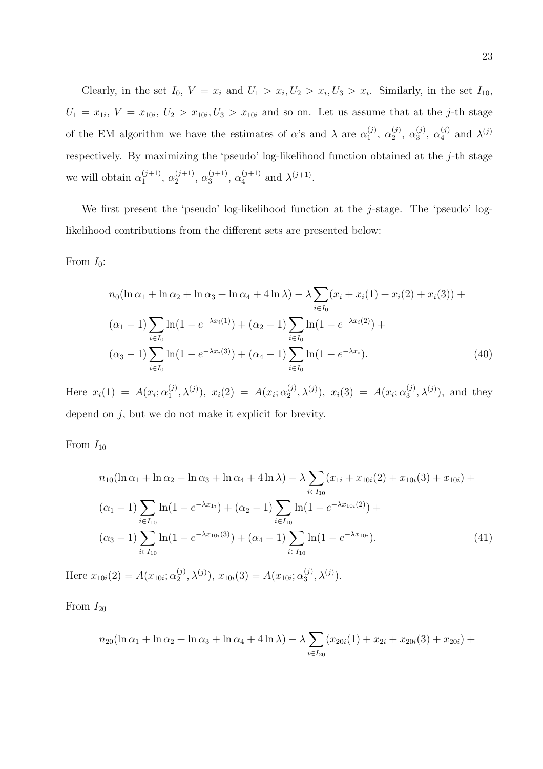Clearly, in the set $I_0$, $V = x_i$ and $U_1 > x_i, U_2 > x_i, U_3 > x_i$. Similarly, in the set $I_{10}$, $U_1 = x_{1i}$, $V = x_{10i}$, $U_2 > x_{10i}, U_3 > x_{10i}$ and so on. Let us assume that at the $j$-th stage of the EM algorithm we have the estimates of $\alpha$'s and $\lambda$ are $\alpha_1^{(j)}$, $\alpha_2^{(j)}$, $\alpha_3^{(j)}$, $\alpha_4^{(j)}$ and $\lambda^{(j)}$ respectively. By maximizing the 'pseudo' log-likelihood function obtained at the $j$-th stage we will obtain $\alpha_1^{(j+1)}$, $\alpha_2^{(j+1)}$, $\alpha_3^{(j+1)}$, $\alpha_4^{(j+1)}$ and $\lambda^{(j+1)}$.

We first present the 'pseudo' log-likelihood function at the $j$-stage. The 'pseudo' log-likelihood contributions from the different sets are presented below:

From $I_0$:

$$
\begin{aligned}
& n_0(\ln\alpha_1 + \ln\alpha_2 + \ln\alpha_3 + \ln\alpha_4 + 4\ln\lambda) - \lambda\sum_{i\in I_0}(x_i + x_i(1) + x_i(2) + x_i(3)) + \\
& (\alpha_1 - 1)\sum_{i\in I_0}\ln(1 - e^{-\lambda x_i(1)}) + (\alpha_2 - 1)\sum_{i\in I_0}\ln(1 - e^{-\lambda x_i(2)}) + \\
& (\alpha_3 - 1)\sum_{i\in I_0}\ln(1 - e^{-\lambda x_i(3)}) + (\alpha_4 - 1)\sum_{i\in I_0}\ln(1 - e^{-\lambda x_i}). \qquad (40)
\end{aligned}
$$

Here $x_i(1) = A(x_i; \alpha_1^{(j)}, \lambda^{(j)})$, $x_i(2) = A(x_i; \alpha_2^{(j)}, \lambda^{(j)})$, $x_i(3) = A(x_i; \alpha_3^{(j)}, \lambda^{(j)})$, and they depend on $j$, but we do not make it explicit for brevity.

From $I_{10}$

$$
\begin{aligned}
& n_{10}(\ln\alpha_1 + \ln\alpha_2 + \ln\alpha_3 + \ln\alpha_4 + 4\ln\lambda) - \lambda\sum_{i\in I_{10}}(x_{1i} + x_{10i}(2) + x_{10i}(3) + x_{10i}) + \\
& (\alpha_1 - 1)\sum_{i\in I_{10}}\ln(1 - e^{-\lambda x_{1i}}) + (\alpha_2 - 1)\sum_{i\in I_{10}}\ln(1 - e^{-\lambda x_{10i}(2)}) + \\
& (\alpha_3 - 1)\sum_{i\in I_{10}}\ln(1 - e^{-\lambda x_{10i}(3)}) + (\alpha_4 - 1)\sum_{i\in I_{10}}\ln(1 - e^{-\lambda x_{10i}}). \qquad (41)
\end{aligned}
$$

Here $x_{10i}(2) = A(x_{10i}; \alpha_2^{(j)}, \lambda^{(j)})$, $x_{10i}(3) = A(x_{10i}; \alpha_3^{(j)}, \lambda^{(j)})$.

From $I_{20}$

$$
n_{20}(\ln\alpha_1 + \ln\alpha_2 + \ln\alpha_3 + \ln\alpha_4 + 4\ln\lambda) - \lambda\sum_{i\in I_{20}}(x_{20i}(1) + x_{2i} + x_{20i}(3) + x_{20i}) +
$$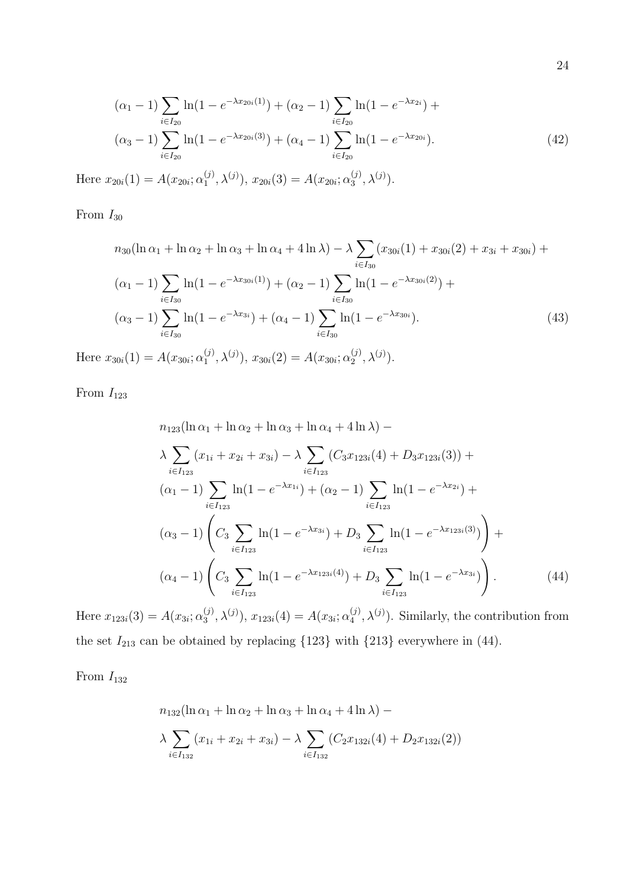$$
\begin{aligned}
&(\alpha_1 - 1)\sum_{i \in I_{20}} \ln(1 - e^{-\lambda x_{20i}(1)}) + (\alpha_2 - 1)\sum_{i \in I_{20}} \ln(1 - e^{-\lambda x_{2i}}) + \\
&(\alpha_3 - 1)\sum_{i \in I_{20}} \ln(1 - e^{-\lambda x_{20i}(3)}) + (\alpha_4 - 1)\sum_{i \in I_{20}} \ln(1 - e^{-\lambda x_{20i}}).
\end{aligned} \tag{42}
$$

Here $x_{20i}(1) = A(x_{20i}; \alpha_1^{(j)}, \lambda^{(j)})$, $x_{20i}(3) = A(x_{20i}; \alpha_3^{(j)}, \lambda^{(j)})$.

From $I_{30}$

$$
\begin{aligned}
&n_{30}(\ln \alpha_1 + \ln \alpha_2 + \ln \alpha_3 + \ln \alpha_4 + 4 \ln \lambda) - \lambda \sum_{i \in I_{30}} (x_{30i}(1) + x_{30i}(2) + x_{3i} + x_{30i}) + \\
&(\alpha_1 - 1)\sum_{i \in I_{30}} \ln(1 - e^{-\lambda x_{30i}(1)}) + (\alpha_2 - 1)\sum_{i \in I_{30}} \ln(1 - e^{-\lambda x_{30i}(2)}) + \\
&(\alpha_3 - 1)\sum_{i \in I_{30}} \ln(1 - e^{-\lambda x_{3i}}) + (\alpha_4 - 1)\sum_{i \in I_{30}} \ln(1 - e^{-\lambda x_{30i}}).
\end{aligned} \tag{43}
$$

Here $x_{30i}(1) = A(x_{30i}; \alpha_1^{(j)}, \lambda^{(j)})$, $x_{30i}(2) = A(x_{30i}; \alpha_2^{(j)}, \lambda^{(j)})$.

From $I_{123}$

$$
\begin{aligned}
&n_{123}(\ln \alpha_1 + \ln \alpha_2 + \ln \alpha_3 + \ln \alpha_4 + 4 \ln \lambda) - \\
&\lambda \sum_{i \in I_{123}} (x_{1i} + x_{2i} + x_{3i}) - \lambda \sum_{i \in I_{123}} (C_3 x_{123i}(4) + D_3 x_{123i}(3)) + \\
&(\alpha_1 - 1)\sum_{i \in I_{123}} \ln(1 - e^{-\lambda x_{1i}}) + (\alpha_2 - 1)\sum_{i \in I_{123}} \ln(1 - e^{-\lambda x_{2i}}) + \\
&(\alpha_3 - 1)\left(C_3 \sum_{i \in I_{123}} \ln(1 - e^{-\lambda x_{3i}}) + D_3 \sum_{i \in I_{123}} \ln(1 - e^{-\lambda x_{123i}(3)})\right) + \\
&(\alpha_4 - 1)\left(C_3 \sum_{i \in I_{123}} \ln(1 - e^{-\lambda x_{123i}(4)}) + D_3 \sum_{i \in I_{123}} \ln(1 - e^{-\lambda x_{3i}})\right).
\end{aligned} \tag{44}
$$

Here $x_{123i}(3) = A(x_{3i}; \alpha_3^{(j)}, \lambda^{(j)})$, $x_{123i}(4) = A(x_{3i}; \alpha_4^{(j)}, \lambda^{(j)})$. Similarly, the contribution from the set $I_{213}$ can be obtained by replacing $\{123\}$ with $\{213\}$ everywhere in (44).

From $I_{132}$

$$
\begin{aligned}
&n_{132}(\ln \alpha_1 + \ln \alpha_2 + \ln \alpha_3 + \ln \alpha_4 + 4 \ln \lambda) - \\
&\lambda \sum_{i \in I_{132}} (x_{1i} + x_{2i} + x_{3i}) - \lambda \sum_{i \in I_{132}} (C_2 x_{132i}(4) + D_2 x_{132i}(2))
\end{aligned}
$$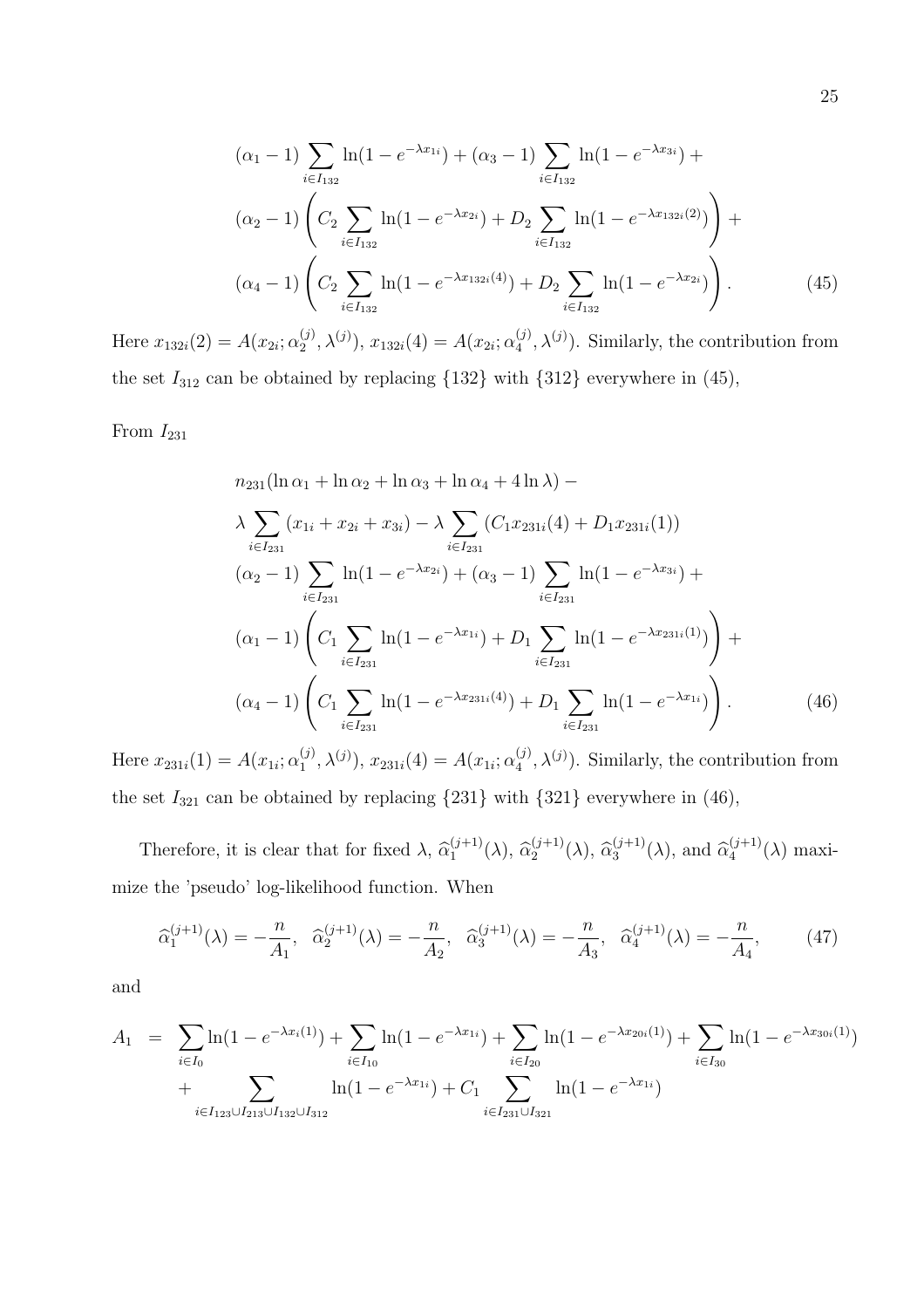$$
\begin{aligned}
&(\alpha_1 - 1) \sum_{i \in I_{132}} \ln(1 - e^{-\lambda x_{1i}}) + (\alpha_3 - 1) \sum_{i \in I_{132}} \ln(1 - e^{-\lambda x_{3i}}) + \\
&(\alpha_2 - 1) \left( C_2 \sum_{i \in I_{132}} \ln(1 - e^{-\lambda x_{2i}}) + D_2 \sum_{i \in I_{132}} \ln(1 - e^{-\lambda x_{132i}(2)}) \right) + \\
&(\alpha_4 - 1) \left( C_2 \sum_{i \in I_{132}} \ln(1 - e^{-\lambda x_{132i}(4)}) + D_2 \sum_{i \in I_{132}} \ln(1 - e^{-\lambda x_{2i}}) \right). \qquad (45)
\end{aligned}
$$

Here $x_{132i}(2) = A(x_{2i}; \alpha_2^{(j)}, \lambda^{(j)})$, $x_{132i}(4) = A(x_{2i}; \alpha_4^{(j)}, \lambda^{(j)})$. Similarly, the contribution from the set $I_{312}$ can be obtained by replacing $\{132\}$ with $\{312\}$ everywhere in (45),

From $I_{231}$

$$
\begin{aligned}
&n_{231}(\ln \alpha_1 + \ln \alpha_2 + \ln \alpha_3 + \ln \alpha_4 + 4 \ln \lambda) - \\
&\lambda \sum_{i \in I_{231}} (x_{1i} + x_{2i} + x_{3i}) - \lambda \sum_{i \in I_{231}} (C_1 x_{231i}(4) + D_1 x_{231i}(1)) \\
&(\alpha_2 - 1) \sum_{i \in I_{231}} \ln(1 - e^{-\lambda x_{2i}}) + (\alpha_3 - 1) \sum_{i \in I_{231}} \ln(1 - e^{-\lambda x_{3i}}) + \\
&(\alpha_1 - 1) \left( C_1 \sum_{i \in I_{231}} \ln(1 - e^{-\lambda x_{1i}}) + D_1 \sum_{i \in I_{231}} \ln(1 - e^{-\lambda x_{231i}(1)}) \right) + \\
&(\alpha_4 - 1) \left( C_1 \sum_{i \in I_{231}} \ln(1 - e^{-\lambda x_{231i}(4)}) + D_1 \sum_{i \in I_{231}} \ln(1 - e^{-\lambda x_{1i}}) \right). \qquad (46)
\end{aligned}
$$

Here $x_{231i}(1) = A(x_{1i}; \alpha_1^{(j)}, \lambda^{(j)})$, $x_{231i}(4) = A(x_{1i}; \alpha_4^{(j)}, \lambda^{(j)})$. Similarly, the contribution from the set $I_{321}$ can be obtained by replacing $\{231\}$ with $\{321\}$ everywhere in (46),

Therefore, it is clear that for fixed $\lambda$, $\widehat{\alpha}_1^{(j+1)}(\lambda)$, $\widehat{\alpha}_2^{(j+1)}(\lambda)$, $\widehat{\alpha}_3^{(j+1)}(\lambda)$, and $\widehat{\alpha}_4^{(j+1)}(\lambda)$ maximize the 'pseudo' log-likelihood function. When

$$
\widehat{\alpha}_1^{(j+1)}(\lambda) = -\frac{n}{A_1}, \quad \widehat{\alpha}_2^{(j+1)}(\lambda) = -\frac{n}{A_2}, \quad \widehat{\alpha}_3^{(j+1)}(\lambda) = -\frac{n}{A_3}, \quad \widehat{\alpha}_4^{(j+1)}(\lambda) = -\frac{n}{A_4}, \qquad (47)
$$

and

$$
\begin{aligned}
A_1 \;=\; & \sum_{i \in I_0} \ln(1 - e^{-\lambda x_i(1)}) + \sum_{i \in I_{10}} \ln(1 - e^{-\lambda x_{1i}}) + \sum_{i \in I_{20}} \ln(1 - e^{-\lambda x_{20i}(1)}) + \sum_{i \in I_{30}} \ln(1 - e^{-\lambda x_{30i}(1)}) \\
&+ \sum_{i \in I_{123} \cup I_{213} \cup I_{132} \cup I_{312}} \ln(1 - e^{-\lambda x_{1i}}) + C_1 \sum_{i \in I_{231} \cup I_{321}} \ln(1 - e^{-\lambda x_{1i}})
\end{aligned}
$$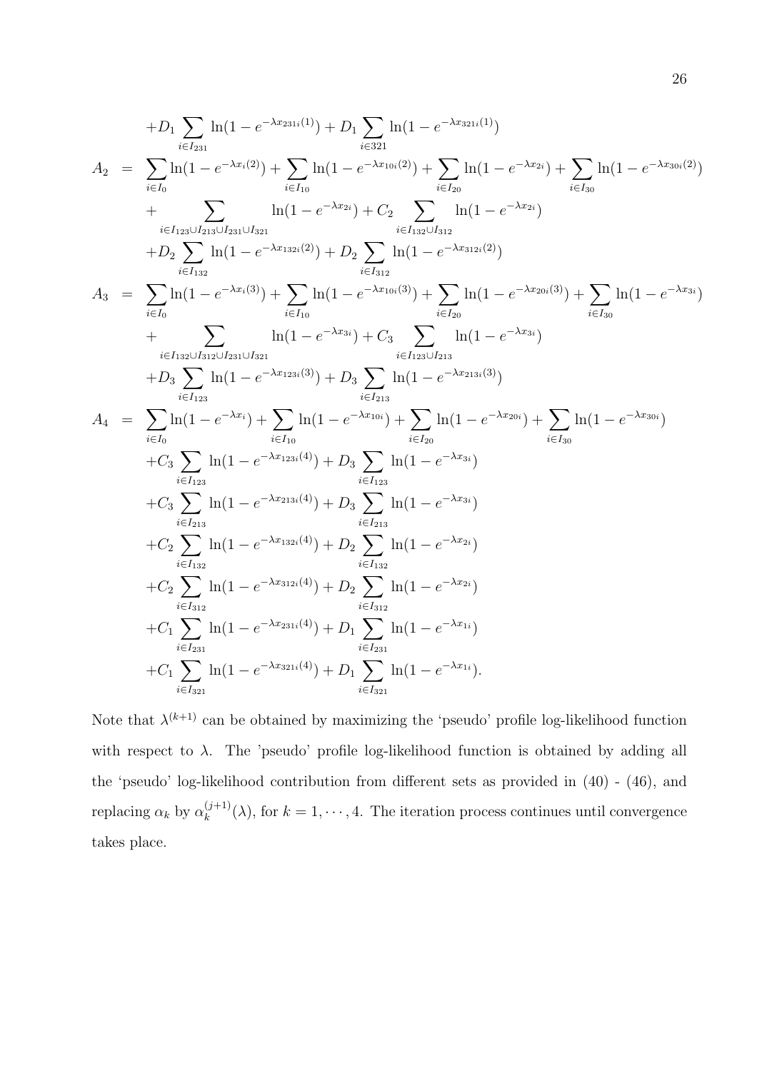$$
\begin{aligned}
& +D_1 \sum_{i \in I_{231}} \ln(1 - e^{-\lambda x_{231i}(1)}) + D_1 \sum_{i \in 321} \ln(1 - e^{-\lambda x_{321i}(1)}) \\
A_2 \;\; = \;\; & \sum_{i \in I_0} \ln(1 - e^{-\lambda x_i(2)}) + \sum_{i \in I_{10}} \ln(1 - e^{-\lambda x_{10i}(2)}) + \sum_{i \in I_{20}} \ln(1 - e^{-\lambda x_{2i}}) + \sum_{i \in I_{30}} \ln(1 - e^{-\lambda x_{30i}(2)}) \\
& + \sum_{i \in I_{123} \cup I_{213} \cup I_{231} \cup I_{321}} \ln(1 - e^{-\lambda x_{2i}}) + C_2 \sum_{i \in I_{132} \cup I_{312}} \ln(1 - e^{-\lambda x_{2i}}) \\
& +D_2 \sum_{i \in I_{132}} \ln(1 - e^{-\lambda x_{132i}(2)}) + D_2 \sum_{i \in I_{312}} \ln(1 - e^{-\lambda x_{312i}(2)}) \\
A_3 \;\; = \;\; & \sum_{i \in I_0} \ln(1 - e^{-\lambda x_i(3)}) + \sum_{i \in I_{10}} \ln(1 - e^{-\lambda x_{10i}(3)}) + \sum_{i \in I_{20}} \ln(1 - e^{-\lambda x_{20i}(3)}) + \sum_{i \in I_{30}} \ln(1 - e^{-\lambda x_{3i}}) \\
& + \sum_{i \in I_{132} \cup I_{312} \cup I_{231} \cup I_{321}} \ln(1 - e^{-\lambda x_{3i}}) + C_3 \sum_{i \in I_{123} \cup I_{213}} \ln(1 - e^{-\lambda x_{3i}}) \\
& +D_3 \sum_{i \in I_{123}} \ln(1 - e^{-\lambda x_{123i}(3)}) + D_3 \sum_{i \in I_{213}} \ln(1 - e^{-\lambda x_{213i}(3)}) \\
A_4 \;\; = \;\; & \sum_{i \in I_0} \ln(1 - e^{-\lambda x_i}) + \sum_{i \in I_{10}} \ln(1 - e^{-\lambda x_{10i}}) + \sum_{i \in I_{20}} \ln(1 - e^{-\lambda x_{20i}}) + \sum_{i \in I_{30}} \ln(1 - e^{-\lambda x_{30i}}) \\
& +C_3 \sum_{i \in I_{123}} \ln(1 - e^{-\lambda x_{123i}(4)}) + D_3 \sum_{i \in I_{123}} \ln(1 - e^{-\lambda x_{3i}}) \\
& +C_3 \sum_{i \in I_{213}} \ln(1 - e^{-\lambda x_{213i}(4)}) + D_3 \sum_{i \in I_{213}} \ln(1 - e^{-\lambda x_{3i}}) \\
& +C_2 \sum_{i \in I_{132}} \ln(1 - e^{-\lambda x_{132i}(4)}) + D_2 \sum_{i \in I_{132}} \ln(1 - e^{-\lambda x_{2i}}) \\
& +C_2 \sum_{i \in I_{312}} \ln(1 - e^{-\lambda x_{312i}(4)}) + D_2 \sum_{i \in I_{312}} \ln(1 - e^{-\lambda x_{2i}}) \\
& +C_1 \sum_{i \in I_{231}} \ln(1 - e^{-\lambda x_{231i}(4)}) + D_1 \sum_{i \in I_{231}} \ln(1 - e^{-\lambda x_{1i}}) \\
& +C_1 \sum_{i \in I_{321}} \ln(1 - e^{-\lambda x_{321i}(4)}) + D_1 \sum_{i \in I_{321}} \ln(1 - e^{-\lambda x_{1i}}).
\end{aligned}
$$

Note that $\lambda^{(k+1)}$ can be obtained by maximizing the 'pseudo' profile log-likelihood function with respect to $\lambda$. The 'pseudo' profile log-likelihood function is obtained by adding all the 'pseudo' log-likelihood contribution from different sets as provided in (40) - (46), and replacing $\alpha_k$ by $\alpha_k^{(j+1)}(\lambda)$, for $k = 1, \cdots, 4$. The iteration process continues until convergence takes place.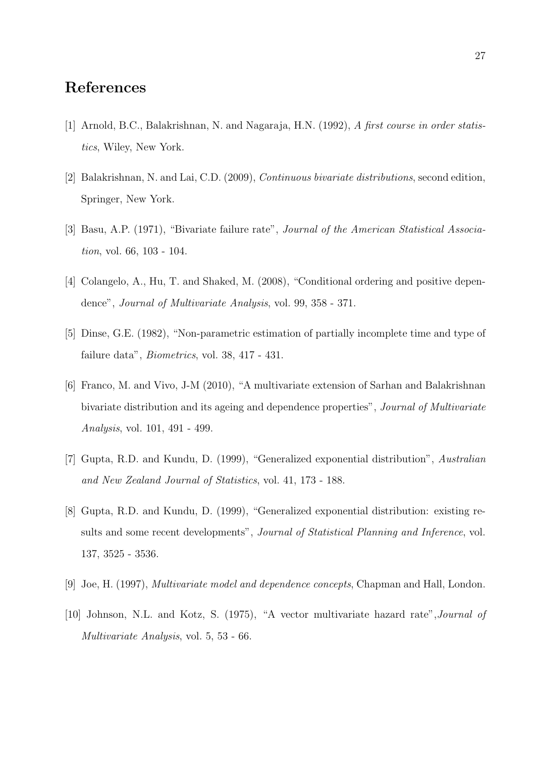## References

[1] Arnold, B.C., Balakrishnan, N. and Nagaraja, H.N. (1992), *A first course in order statistics*, Wiley, New York.

[2] Balakrishnan, N. and Lai, C.D. (2009), *Continuous bivariate distributions*, second edition, Springer, New York.

[3] Basu, A.P. (1971), "Bivariate failure rate", *Journal of the American Statistical Association*, vol. 66, 103 - 104.

[4] Colangelo, A., Hu, T. and Shaked, M. (2008), "Conditional ordering and positive dependence", *Journal of Multivariate Analysis*, vol. 99, 358 - 371.

[5] Dinse, G.E. (1982), "Non-parametric estimation of partially incomplete time and type of failure data", *Biometrics*, vol. 38, 417 - 431.

[6] Franco, M. and Vivo, J-M (2010), "A multivariate extension of Sarhan and Balakrishnan bivariate distribution and its ageing and dependence properties", *Journal of Multivariate Analysis*, vol. 101, 491 - 499.

[7] Gupta, R.D. and Kundu, D. (1999), "Generalized exponential distribution", *Australian and New Zealand Journal of Statistics*, vol. 41, 173 - 188.

[8] Gupta, R.D. and Kundu, D. (1999), "Generalized exponential distribution: existing results and some recent developments", *Journal of Statistical Planning and Inference*, vol. 137, 3525 - 3536.

[9] Joe, H. (1997), *Multivariate model and dependence concepts*, Chapman and Hall, London.

[10] Johnson, N.L. and Kotz, S. (1975), "A vector multivariate hazard rate",*Journal of Multivariate Analysis*, vol. 5, 53 - 66.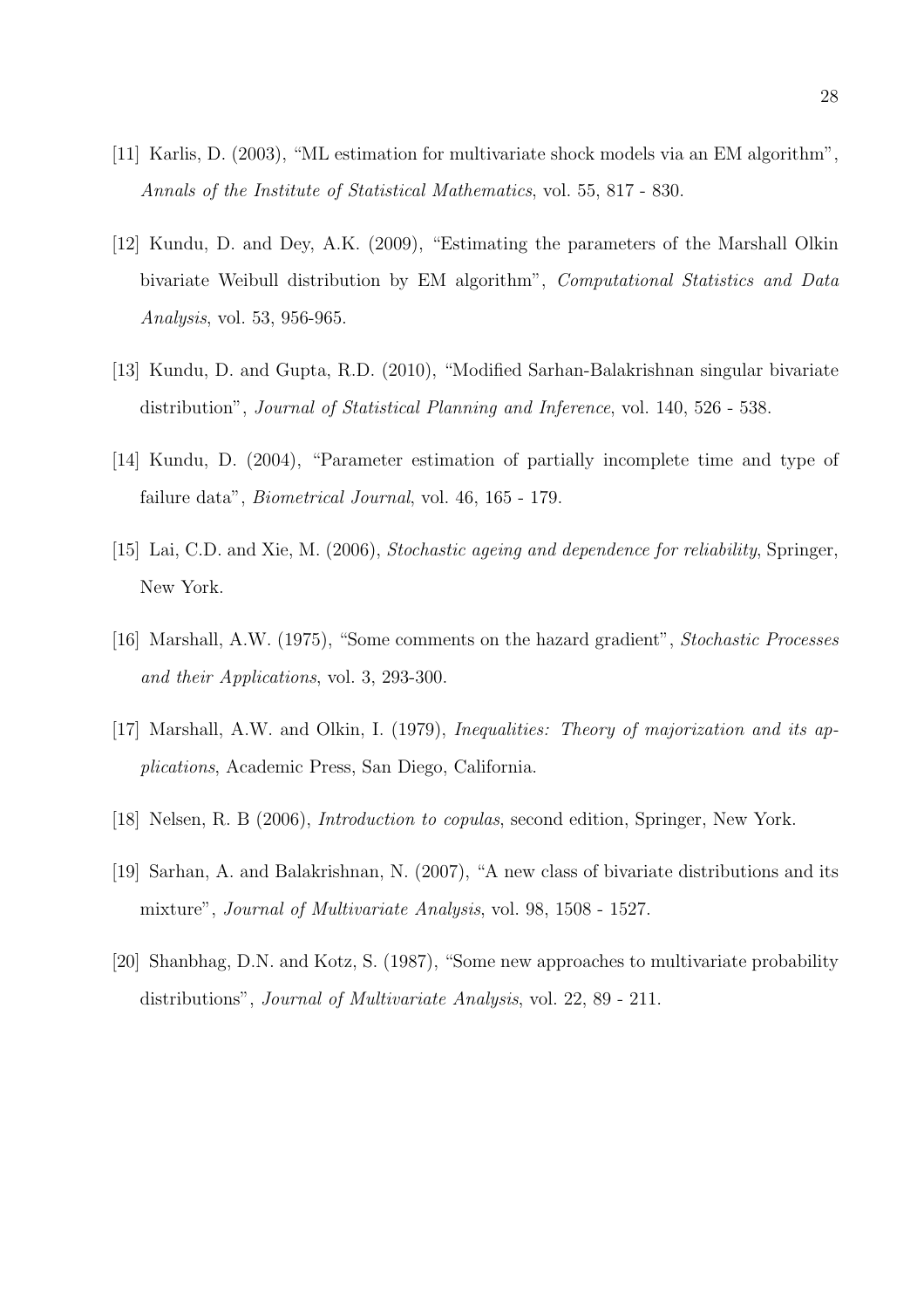[11] Karlis, D. (2003), "ML estimation for multivariate shock models via an EM algorithm", *Annals of the Institute of Statistical Mathematics*, vol. 55, 817 - 830.

[12] Kundu, D. and Dey, A.K. (2009), "Estimating the parameters of the Marshall Olkin bivariate Weibull distribution by EM algorithm", *Computational Statistics and Data Analysis*, vol. 53, 956-965.

[13] Kundu, D. and Gupta, R.D. (2010), "Modified Sarhan-Balakrishnan singular bivariate distribution", *Journal of Statistical Planning and Inference*, vol. 140, 526 - 538.

[14] Kundu, D. (2004), "Parameter estimation of partially incomplete time and type of failure data", *Biometrical Journal*, vol. 46, 165 - 179.

[15] Lai, C.D. and Xie, M. (2006), *Stochastic ageing and dependence for reliability*, Springer, New York.

[16] Marshall, A.W. (1975), "Some comments on the hazard gradient", *Stochastic Processes and their Applications*, vol. 3, 293-300.

[17] Marshall, A.W. and Olkin, I. (1979), *Inequalities: Theory of majorization and its applications*, Academic Press, San Diego, California.

[18] Nelsen, R. B (2006), *Introduction to copulas*, second edition, Springer, New York.

[19] Sarhan, A. and Balakrishnan, N. (2007), "A new class of bivariate distributions and its mixture", *Journal of Multivariate Analysis*, vol. 98, 1508 - 1527.

[20] Shanbhag, D.N. and Kotz, S. (1987), "Some new approaches to multivariate probability distributions", *Journal of Multivariate Analysis*, vol. 22, 89 - 211.